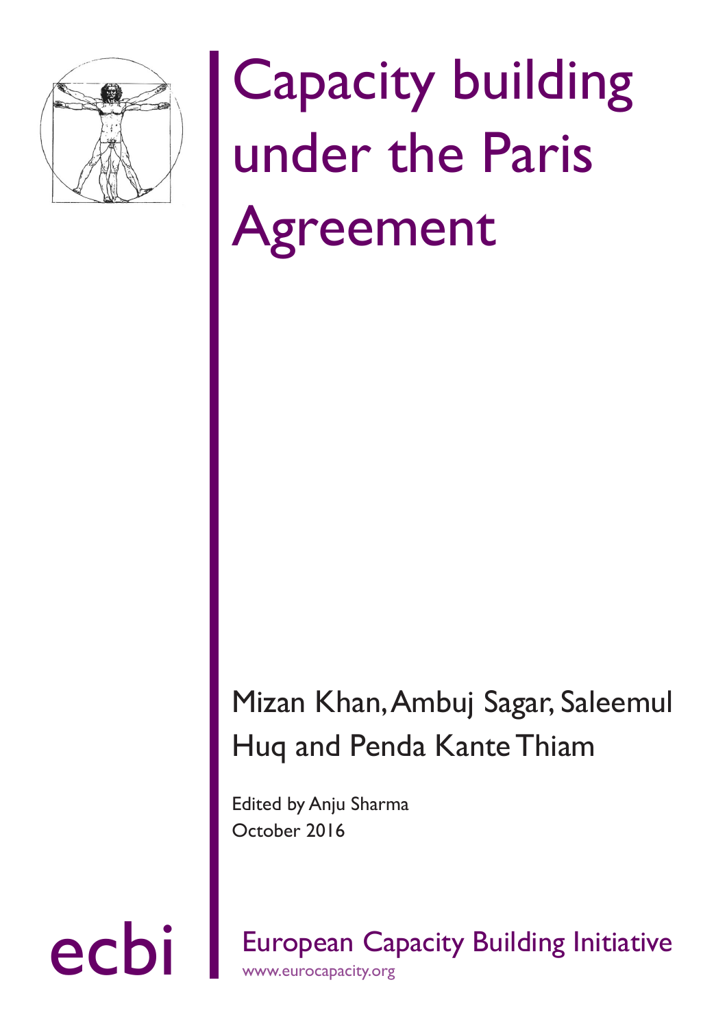# Capacity building under the Paris Agreement

Mizan Khan, Ambuj Sagar, Saleemul Huq and Penda Kante Thiam

Edited by Anju Sharma

October 2016

ecbi

European Capacity Building Initiative

www.eurocapacity.org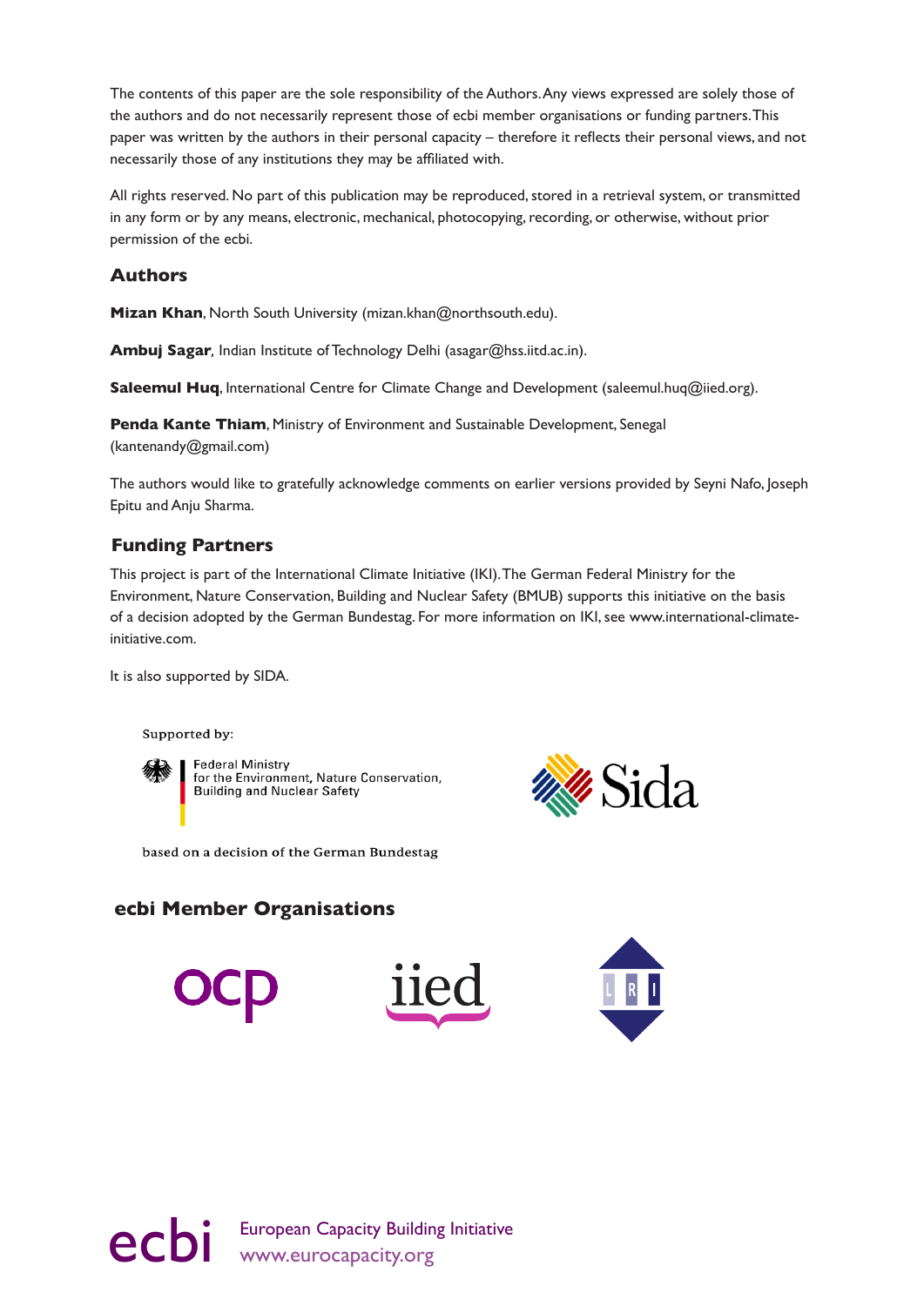The contents of this paper are the sole responsibility of the Authors. Any views expressed are solely those of the authors and do not necessarily represent those of ecbi member organisations or funding partners. This paper was written by the authors in their personal capacity – therefore it reflects their personal views, and not necessarily those of any institutions they may be affiliated with.

All rights reserved. No part of this publication may be reproduced, stored in a retrieval system, or transmitted in any form or by any means, electronic, mechanical, photocopying, recording, or otherwise, without prior permission of the ecbi.

## Authors

**Mizan Khan**, North South University (mizan.khan@northsouth.edu).

**Ambuj Sagar**, Indian Institute of Technology Delhi (asagar@hss.iitd.ac.in).

**Saleemul Huq**, International Centre for Climate Change and Development (saleemul.huq@iied.org).

**Penda Kante Thiam**, Ministry of Environment and Sustainable Development, Senegal (kantenandy@gmail.com)

The authors would like to gratefully acknowledge comments on earlier versions provided by Seyni Nafo, Joseph Epitu and Anju Sharma.

## Funding Partners

This project is part of the International Climate Initiative (IKI). The German Federal Ministry for the Environment, Nature Conservation, Building and Nuclear Safety (BMUB) supports this initiative on the basis of a decision adopted by the German Bundestag. For more information on IKI, see www.international-climate-initiative.com.

It is also supported by SIDA.

Supported by:

Federal Ministry for the Environment, Nature Conservation, Building and Nuclear Safety

based on a decision of the German Bundestag

Sida

## ecbi Member Organisations

ocp

iied

LRI

ecbi European Capacity Building Initiative
www.eurocapacity.org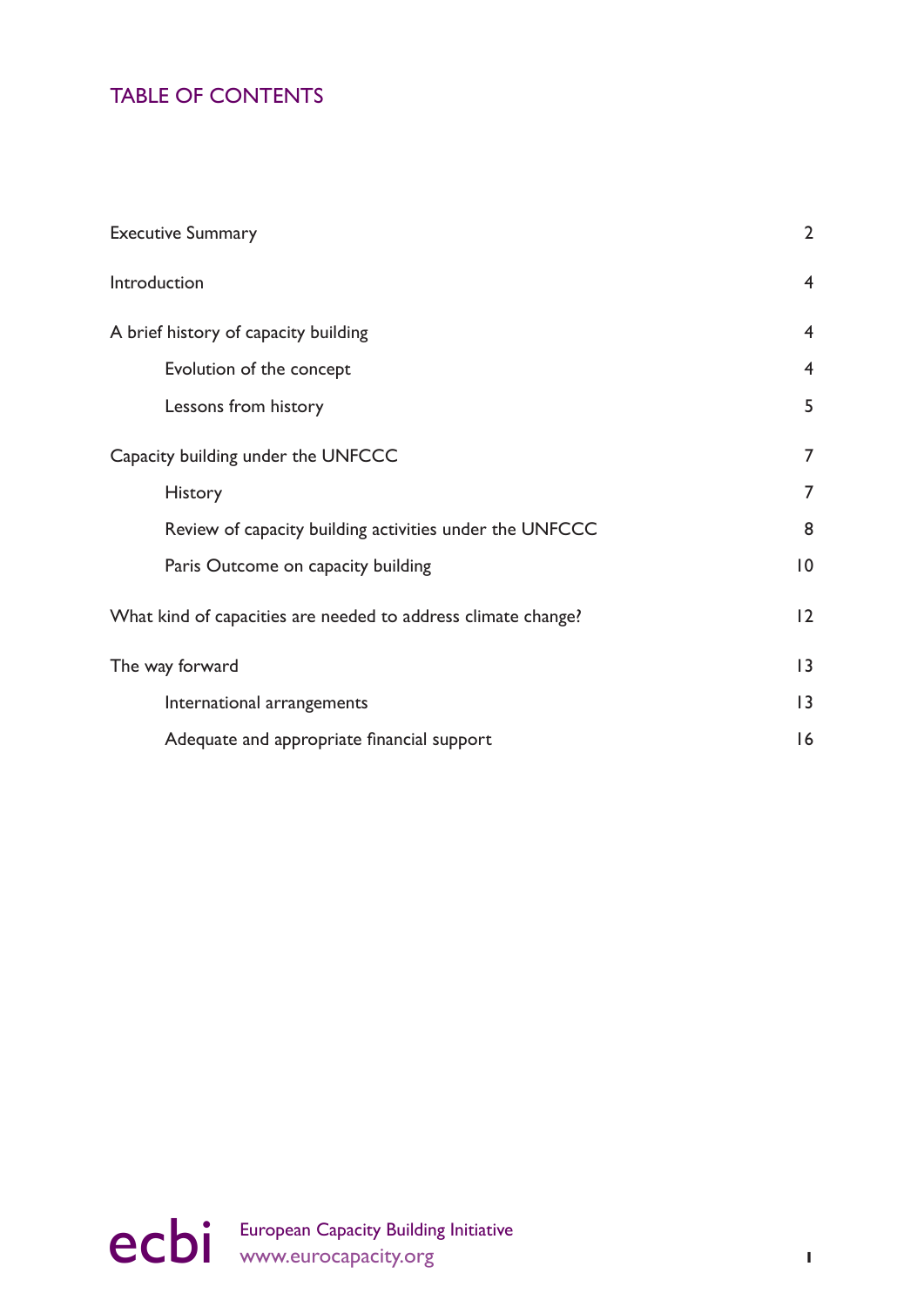# TABLE OF CONTENTS

| | |
|---|---|
| Executive Summary | 2 |
| Introduction | 4 |
| A brief history of capacity building | 4 |
| &nbsp;&nbsp;&nbsp;&nbsp;Evolution of the concept | 4 |
| &nbsp;&nbsp;&nbsp;&nbsp;Lessons from history | 5 |
| Capacity building under the UNFCCC | 7 |
| &nbsp;&nbsp;&nbsp;&nbsp;History | 7 |
| &nbsp;&nbsp;&nbsp;&nbsp;Review of capacity building activities under the UNFCCC | 8 |
| &nbsp;&nbsp;&nbsp;&nbsp;Paris Outcome on capacity building | 10 |
| What kind of capacities are needed to address climate change? | 12 |
| The way forward | 13 |
| &nbsp;&nbsp;&nbsp;&nbsp;International arrangements | 13 |
| &nbsp;&nbsp;&nbsp;&nbsp;Adequate and appropriate financial support | 16 |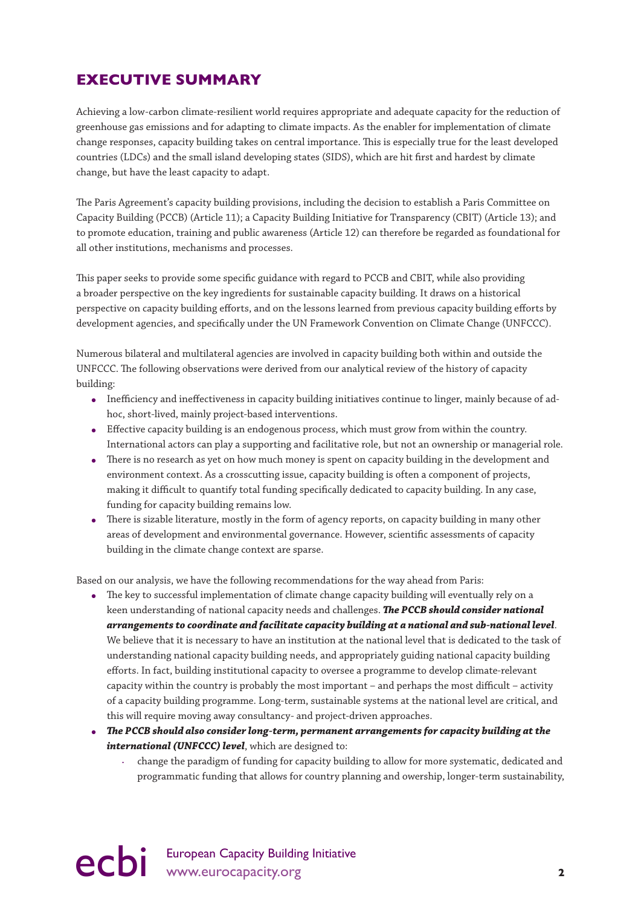## EXECUTIVE SUMMARY

Achieving a low-carbon climate-resilient world requires appropriate and adequate capacity for the reduction of greenhouse gas emissions and for adapting to climate impacts. As the enabler for implementation of climate change responses, capacity building takes on central importance. This is especially true for the least developed countries (LDCs) and the small island developing states (SIDS), which are hit first and hardest by climate change, but have the least capacity to adapt.

The Paris Agreement's capacity building provisions, including the decision to establish a Paris Committee on Capacity Building (PCCB) (Article 11); a Capacity Building Initiative for Transparency (CBIT) (Article 13); and to promote education, training and public awareness (Article 12) can therefore be regarded as foundational for all other institutions, mechanisms and processes.

This paper seeks to provide some specific guidance with regard to PCCB and CBIT, while also providing a broader perspective on the key ingredients for sustainable capacity building. It draws on a historical perspective on capacity building efforts, and on the lessons learned from previous capacity building efforts by development agencies, and specifically under the UN Framework Convention on Climate Change (UNFCCC).

Numerous bilateral and multilateral agencies are involved in capacity building both within and outside the UNFCCC. The following observations were derived from our analytical review of the history of capacity building:

- Inefficiency and ineffectiveness in capacity building initiatives continue to linger, mainly because of ad-hoc, short-lived, mainly project-based interventions.
- Effective capacity building is an endogenous process, which must grow from within the country. International actors can play a supporting and facilitative role, but not an ownership or managerial role.
- There is no research as yet on how much money is spent on capacity building in the development and environment context. As a crosscutting issue, capacity building is often a component of projects, making it difficult to quantify total funding specifically dedicated to capacity building. In any case, funding for capacity building remains low.
- There is sizable literature, mostly in the form of agency reports, on capacity building in many other areas of development and environmental governance. However, scientific assessments of capacity building in the climate change context are sparse.

Based on our analysis, we have the following recommendations for the way ahead from Paris:

- The key to successful implementation of climate change capacity building will eventually rely on a keen understanding of national capacity needs and challenges. ***The PCCB should consider national arrangements to coordinate and facilitate capacity building at a national and sub-national level***. We believe that it is necessary to have an institution at the national level that is dedicated to the task of understanding national capacity building needs, and appropriately guiding national capacity building efforts. In fact, building institutional capacity to oversee a programme to develop climate-relevant capacity within the country is probably the most important – and perhaps the most difficult – activity of a capacity building programme. Long-term, sustainable systems at the national level are critical, and this will require moving away consultancy- and project-driven approaches.
- ***The PCCB should also consider long-term, permanent arrangements for capacity building at the international (UNFCCC) level***, which are designed to:
    - change the paradigm of funding for capacity building to allow for more systematic, dedicated and programmatic funding that allows for country planning and owership, longer-term sustainability,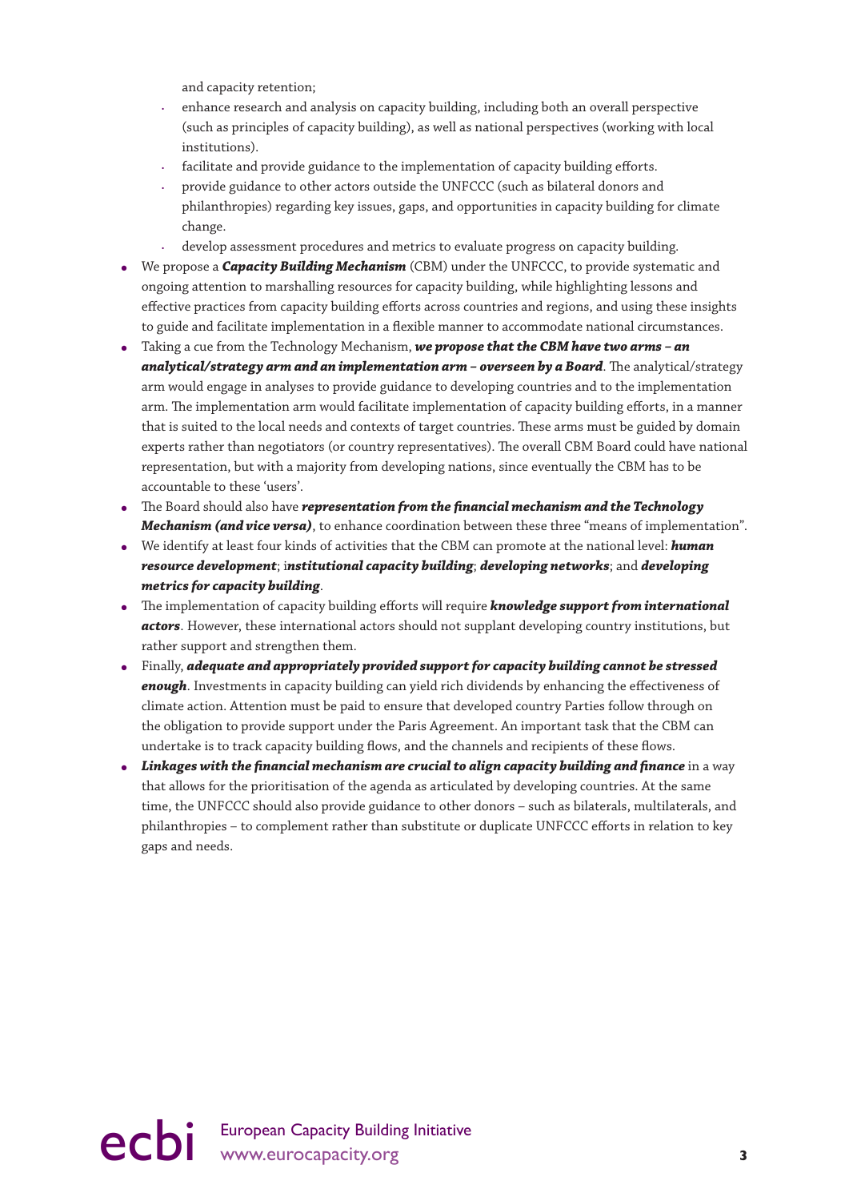and capacity retention;
  - enhance research and analysis on capacity building, including both an overall perspective (such as principles of capacity building), as well as national perspectives (working with local institutions).
  - facilitate and provide guidance to the implementation of capacity building efforts.
  - provide guidance to other actors outside the UNFCCC (such as bilateral donors and philanthropies) regarding key issues, gaps, and opportunities in capacity building for climate change.
  - develop assessment procedures and metrics to evaluate progress on capacity building.
- We propose a ***Capacity Building Mechanism*** (CBM) under the UNFCCC, to provide systematic and ongoing attention to marshalling resources for capacity building, while highlighting lessons and effective practices from capacity building efforts across countries and regions, and using these insights to guide and facilitate implementation in a flexible manner to accommodate national circumstances.
- Taking a cue from the Technology Mechanism, ***we propose that the CBM have two arms – an analytical/strategy arm and an implementation arm – overseen by a Board***. The analytical/strategy arm would engage in analyses to provide guidance to developing countries and to the implementation arm. The implementation arm would facilitate implementation of capacity building efforts, in a manner that is suited to the local needs and contexts of target countries. These arms must be guided by domain experts rather than negotiators (or country representatives). The overall CBM Board could have national representation, but with a majority from developing nations, since eventually the CBM has to be accountable to these 'users'.
- The Board should also have ***representation from the financial mechanism and the Technology Mechanism (and vice versa)***, to enhance coordination between these three "means of implementation".
- We identify at least four kinds of activities that the CBM can promote at the national level: ***human resource development***; i***nstitutional capacity building***; ***developing networks***; and ***developing metrics for capacity building***.
- The implementation of capacity building efforts will require ***knowledge support from international actors***. However, these international actors should not supplant developing country institutions, but rather support and strengthen them.
- Finally, ***adequate and appropriately provided support for capacity building cannot be stressed enough***. Investments in capacity building can yield rich dividends by enhancing the effectiveness of climate action. Attention must be paid to ensure that developed country Parties follow through on the obligation to provide support under the Paris Agreement. An important task that the CBM can undertake is to track capacity building flows, and the channels and recipients of these flows.
- ***Linkages with the financial mechanism are crucial to align capacity building and finance*** in a way that allows for the prioritisation of the agenda as articulated by developing countries. At the same time, the UNFCCC should also provide guidance to other donors – such as bilaterals, multilaterals, and philanthropies – to complement rather than substitute or duplicate UNFCCC efforts in relation to key gaps and needs.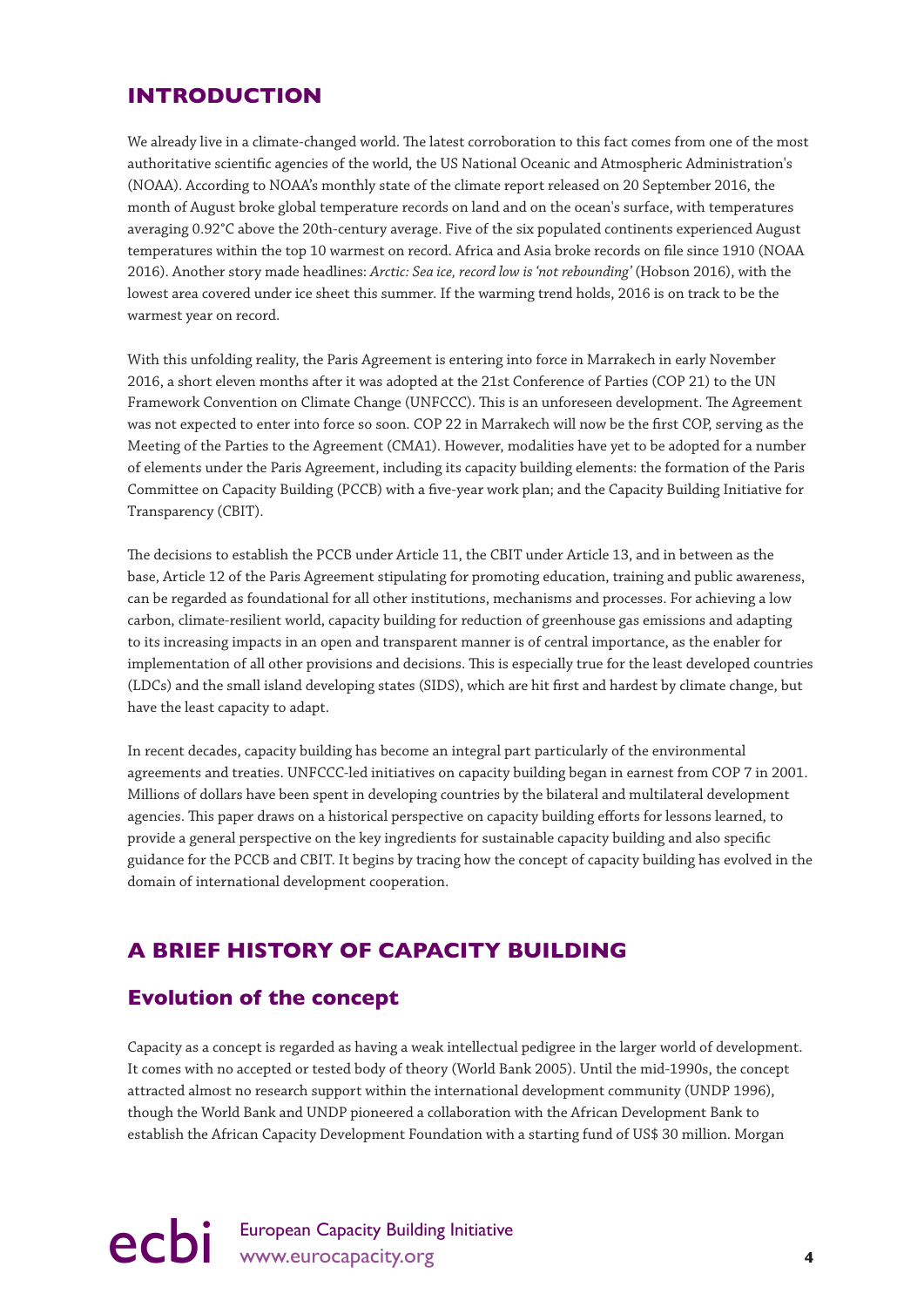## INTRODUCTION

We already live in a climate-changed world. The latest corroboration to this fact comes from one of the most authoritative scientific agencies of the world, the US National Oceanic and Atmospheric Administration's (NOAA). According to NOAA's monthly state of the climate report released on 20 September 2016, the month of August broke global temperature records on land and on the ocean's surface, with temperatures averaging 0.92°C above the 20th-century average. Five of the six populated continents experienced August temperatures within the top 10 warmest on record. Africa and Asia broke records on file since 1910 (NOAA 2016). Another story made headlines: *Arctic: Sea ice, record low is 'not rebounding'* (Hobson 2016), with the lowest area covered under ice sheet this summer. If the warming trend holds, 2016 is on track to be the warmest year on record.

With this unfolding reality, the Paris Agreement is entering into force in Marrakech in early November 2016, a short eleven months after it was adopted at the 21st Conference of Parties (COP 21) to the UN Framework Convention on Climate Change (UNFCCC). This is an unforeseen development. The Agreement was not expected to enter into force so soon. COP 22 in Marrakech will now be the first COP, serving as the Meeting of the Parties to the Agreement (CMA1). However, modalities have yet to be adopted for a number of elements under the Paris Agreement, including its capacity building elements: the formation of the Paris Committee on Capacity Building (PCCB) with a five-year work plan; and the Capacity Building Initiative for Transparency (CBIT).

The decisions to establish the PCCB under Article 11, the CBIT under Article 13, and in between as the base, Article 12 of the Paris Agreement stipulating for promoting education, training and public awareness, can be regarded as foundational for all other institutions, mechanisms and processes. For achieving a low carbon, climate-resilient world, capacity building for reduction of greenhouse gas emissions and adapting to its increasing impacts in an open and transparent manner is of central importance, as the enabler for implementation of all other provisions and decisions. This is especially true for the least developed countries (LDCs) and the small island developing states (SIDS), which are hit first and hardest by climate change, but have the least capacity to adapt.

In recent decades, capacity building has become an integral part particularly of the environmental agreements and treaties. UNFCCC-led initiatives on capacity building began in earnest from COP 7 in 2001. Millions of dollars have been spent in developing countries by the bilateral and multilateral development agencies. This paper draws on a historical perspective on capacity building efforts for lessons learned, to provide a general perspective on the key ingredients for sustainable capacity building and also specific guidance for the PCCB and CBIT. It begins by tracing how the concept of capacity building has evolved in the domain of international development cooperation.

## A BRIEF HISTORY OF CAPACITY BUILDING

### Evolution of the concept

Capacity as a concept is regarded as having a weak intellectual pedigree in the larger world of development. It comes with no accepted or tested body of theory (World Bank 2005). Until the mid-1990s, the concept attracted almost no research support within the international development community (UNDP 1996), though the World Bank and UNDP pioneered a collaboration with the African Development Bank to establish the African Capacity Development Foundation with a starting fund of US$ 30 million. Morgan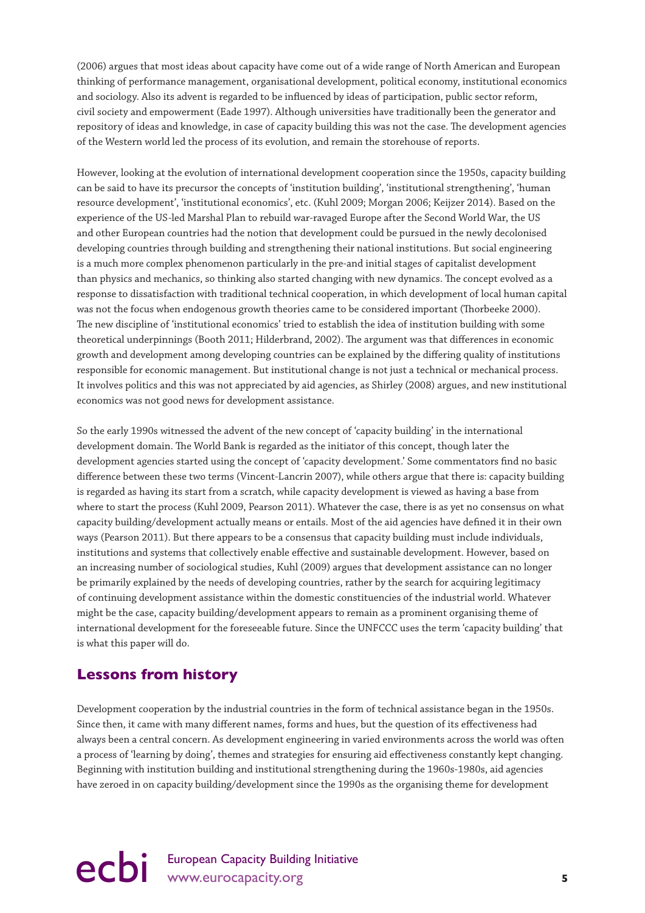(2006) argues that most ideas about capacity have come out of a wide range of North American and European thinking of performance management, organisational development, political economy, institutional economics and sociology. Also its advent is regarded to be influenced by ideas of participation, public sector reform, civil society and empowerment (Eade 1997). Although universities have traditionally been the generator and repository of ideas and knowledge, in case of capacity building this was not the case. The development agencies of the Western world led the process of its evolution, and remain the storehouse of reports.

However, looking at the evolution of international development cooperation since the 1950s, capacity building can be said to have its precursor the concepts of 'institution building', 'institutional strengthening', 'human resource development', 'institutional economics', etc. (Kuhl 2009; Morgan 2006; Keijzer 2014). Based on the experience of the US-led Marshal Plan to rebuild war-ravaged Europe after the Second World War, the US and other European countries had the notion that development could be pursued in the newly decolonised developing countries through building and strengthening their national institutions. But social engineering is a much more complex phenomenon particularly in the pre-and initial stages of capitalist development than physics and mechanics, so thinking also started changing with new dynamics. The concept evolved as a response to dissatisfaction with traditional technical cooperation, in which development of local human capital was not the focus when endogenous growth theories came to be considered important (Thorbeeke 2000). The new discipline of 'institutional economics' tried to establish the idea of institution building with some theoretical underpinnings (Booth 2011; Hilderbrand, 2002). The argument was that differences in economic growth and development among developing countries can be explained by the differing quality of institutions responsible for economic management. But institutional change is not just a technical or mechanical process. It involves politics and this was not appreciated by aid agencies, as Shirley (2008) argues, and new institutional economics was not good news for development assistance.

So the early 1990s witnessed the advent of the new concept of 'capacity building' in the international development domain. The World Bank is regarded as the initiator of this concept, though later the development agencies started using the concept of 'capacity development.' Some commentators find no basic difference between these two terms (Vincent-Lancrin 2007), while others argue that there is: capacity building is regarded as having its start from a scratch, while capacity development is viewed as having a base from where to start the process (Kuhl 2009, Pearson 2011). Whatever the case, there is as yet no consensus on what capacity building/development actually means or entails. Most of the aid agencies have defined it in their own ways (Pearson 2011). But there appears to be a consensus that capacity building must include individuals, institutions and systems that collectively enable effective and sustainable development. However, based on an increasing number of sociological studies, Kuhl (2009) argues that development assistance can no longer be primarily explained by the needs of developing countries, rather by the search for acquiring legitimacy of continuing development assistance within the domestic constituencies of the industrial world. Whatever might be the case, capacity building/development appears to remain as a prominent organising theme of international development for the foreseeable future. Since the UNFCCC uses the term 'capacity building' that is what this paper will do.

## Lessons from history

Development cooperation by the industrial countries in the form of technical assistance began in the 1950s. Since then, it came with many different names, forms and hues, but the question of its effectiveness had always been a central concern. As development engineering in varied environments across the world was often a process of 'learning by doing', themes and strategies for ensuring aid effectiveness constantly kept changing. Beginning with institution building and institutional strengthening during the 1960s-1980s, aid agencies have zeroed in on capacity building/development since the 1990s as the organising theme for development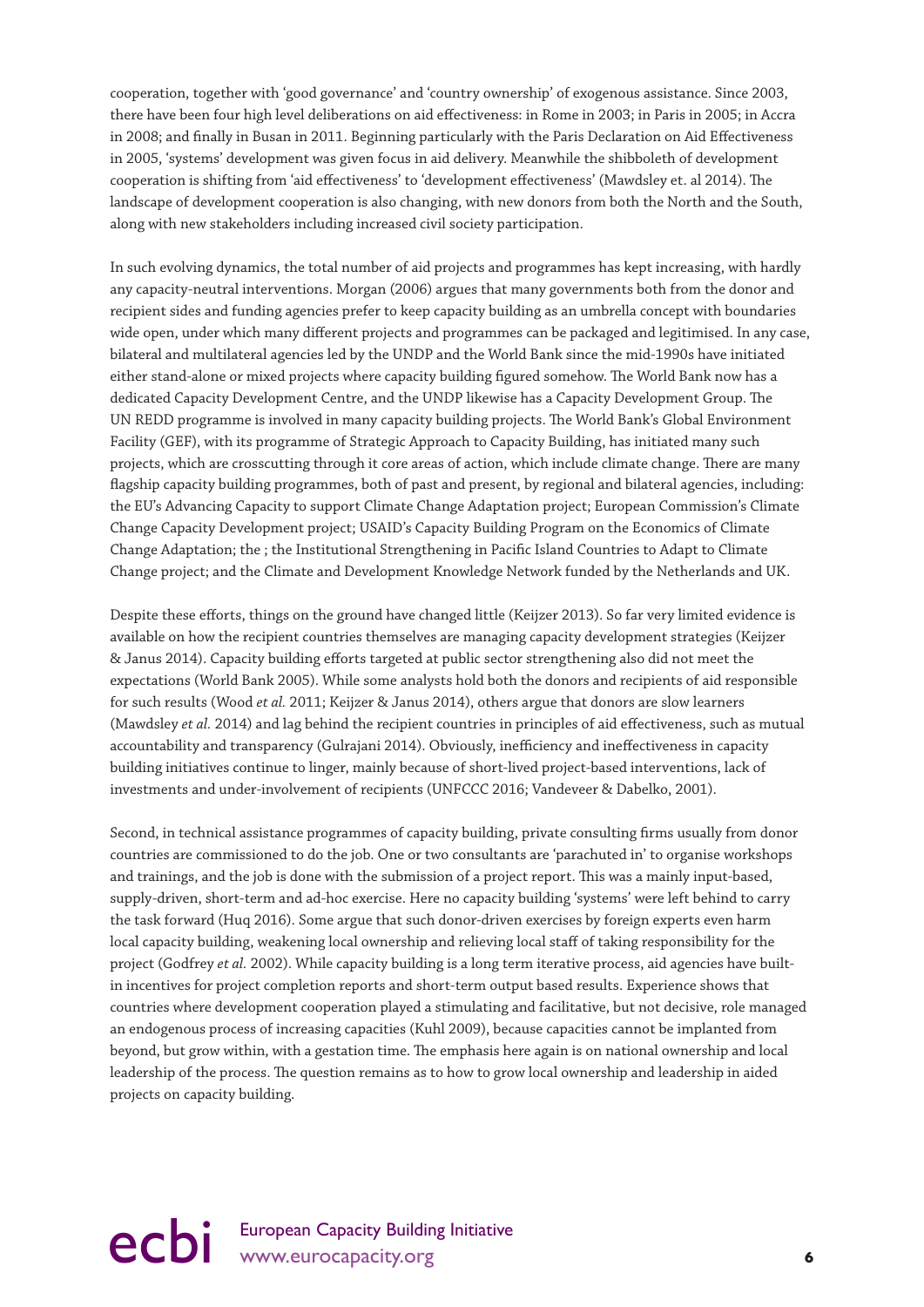cooperation, together with 'good governance' and 'country ownership' of exogenous assistance. Since 2003, there have been four high level deliberations on aid effectiveness: in Rome in 2003; in Paris in 2005; in Accra in 2008; and finally in Busan in 2011. Beginning particularly with the Paris Declaration on Aid Effectiveness in 2005, 'systems' development was given focus in aid delivery. Meanwhile the shibboleth of development cooperation is shifting from 'aid effectiveness' to 'development effectiveness' (Mawdsley et. al 2014). The landscape of development cooperation is also changing, with new donors from both the North and the South, along with new stakeholders including increased civil society participation.

In such evolving dynamics, the total number of aid projects and programmes has kept increasing, with hardly any capacity-neutral interventions. Morgan (2006) argues that many governments both from the donor and recipient sides and funding agencies prefer to keep capacity building as an umbrella concept with boundaries wide open, under which many different projects and programmes can be packaged and legitimised. In any case, bilateral and multilateral agencies led by the UNDP and the World Bank since the mid-1990s have initiated either stand-alone or mixed projects where capacity building figured somehow. The World Bank now has a dedicated Capacity Development Centre, and the UNDP likewise has a Capacity Development Group. The UN REDD programme is involved in many capacity building projects. The World Bank's Global Environment Facility (GEF), with its programme of Strategic Approach to Capacity Building, has initiated many such projects, which are crosscutting through it core areas of action, which include climate change. There are many flagship capacity building programmes, both of past and present, by regional and bilateral agencies, including: the EU's Advancing Capacity to support Climate Change Adaptation project; European Commission's Climate Change Capacity Development project; USAID's Capacity Building Program on the Economics of Climate Change Adaptation; the ; the Institutional Strengthening in Pacific Island Countries to Adapt to Climate Change project; and the Climate and Development Knowledge Network funded by the Netherlands and UK.

Despite these efforts, things on the ground have changed little (Keijzer 2013). So far very limited evidence is available on how the recipient countries themselves are managing capacity development strategies (Keijzer & Janus 2014). Capacity building efforts targeted at public sector strengthening also did not meet the expectations (World Bank 2005). While some analysts hold both the donors and recipients of aid responsible for such results (Wood *et al.* 2011; Keijzer & Janus 2014), others argue that donors are slow learners (Mawdsley *et al.* 2014) and lag behind the recipient countries in principles of aid effectiveness, such as mutual accountability and transparency (Gulrajani 2014). Obviously, inefficiency and ineffectiveness in capacity building initiatives continue to linger, mainly because of short-lived project-based interventions, lack of investments and under-involvement of recipients (UNFCCC 2016; Vandeveer & Dabelko, 2001).

Second, in technical assistance programmes of capacity building, private consulting firms usually from donor countries are commissioned to do the job. One or two consultants are 'parachuted in' to organise workshops and trainings, and the job is done with the submission of a project report. This was a mainly input-based, supply-driven, short-term and ad-hoc exercise. Here no capacity building 'systems' were left behind to carry the task forward (Huq 2016). Some argue that such donor-driven exercises by foreign experts even harm local capacity building, weakening local ownership and relieving local staff of taking responsibility for the project (Godfrey *et al.* 2002). While capacity building is a long term iterative process, aid agencies have built-in incentives for project completion reports and short-term output based results. Experience shows that countries where development cooperation played a stimulating and facilitative, but not decisive, role managed an endogenous process of increasing capacities (Kuhl 2009), because capacities cannot be implanted from beyond, but grow within, with a gestation time. The emphasis here again is on national ownership and local leadership of the process. The question remains as to how to grow local ownership and leadership in aided projects on capacity building.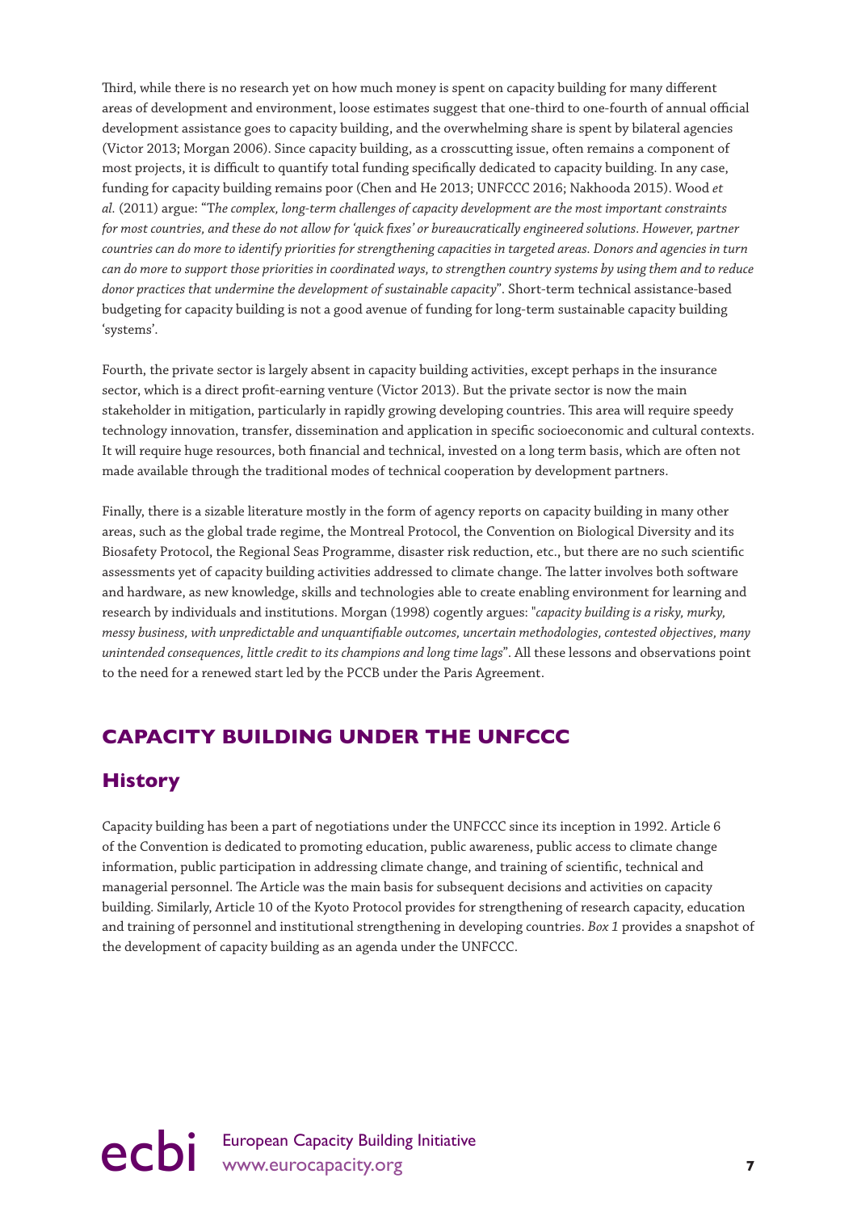Third, while there is no research yet on how much money is spent on capacity building for many different areas of development and environment, loose estimates suggest that one-third to one-fourth of annual official development assistance goes to capacity building, and the overwhelming share is spent by bilateral agencies (Victor 2013; Morgan 2006). Since capacity building, as a crosscutting issue, often remains a component of most projects, it is difficult to quantify total funding specifically dedicated to capacity building. In any case, funding for capacity building remains poor (Chen and He 2013; UNFCCC 2016; Nakhooda 2015). Wood *et al.* (2011) argue: "*The complex, long-term challenges of capacity development are the most important constraints for most countries, and these do not allow for 'quick fixes' or bureaucratically engineered solutions. However, partner countries can do more to identify priorities for strengthening capacities in targeted areas. Donors and agencies in turn can do more to support those priorities in coordinated ways, to strengthen country systems by using them and to reduce donor practices that undermine the development of sustainable capacity*". Short-term technical assistance-based budgeting for capacity building is not a good avenue of funding for long-term sustainable capacity building 'systems'.

Fourth, the private sector is largely absent in capacity building activities, except perhaps in the insurance sector, which is a direct profit-earning venture (Victor 2013). But the private sector is now the main stakeholder in mitigation, particularly in rapidly growing developing countries. This area will require speedy technology innovation, transfer, dissemination and application in specific socioeconomic and cultural contexts. It will require huge resources, both financial and technical, invested on a long term basis, which are often not made available through the traditional modes of technical cooperation by development partners.

Finally, there is a sizable literature mostly in the form of agency reports on capacity building in many other areas, such as the global trade regime, the Montreal Protocol, the Convention on Biological Diversity and its Biosafety Protocol, the Regional Seas Programme, disaster risk reduction, etc., but there are no such scientific assessments yet of capacity building activities addressed to climate change. The latter involves both software and hardware, as new knowledge, skills and technologies able to create enabling environment for learning and research by individuals and institutions. Morgan (1998) cogently argues: "*capacity building is a risky, murky, messy business, with unpredictable and unquantifiable outcomes, uncertain methodologies, contested objectives, many unintended consequences, little credit to its champions and long time lags*". All these lessons and observations point to the need for a renewed start led by the PCCB under the Paris Agreement.

## CAPACITY BUILDING UNDER THE UNFCCC

### History

Capacity building has been a part of negotiations under the UNFCCC since its inception in 1992. Article 6 of the Convention is dedicated to promoting education, public awareness, public access to climate change information, public participation in addressing climate change, and training of scientific, technical and managerial personnel. The Article was the main basis for subsequent decisions and activities on capacity building. Similarly, Article 10 of the Kyoto Protocol provides for strengthening of research capacity, education and training of personnel and institutional strengthening in developing countries. *Box 1* provides a snapshot of the development of capacity building as an agenda under the UNFCCC.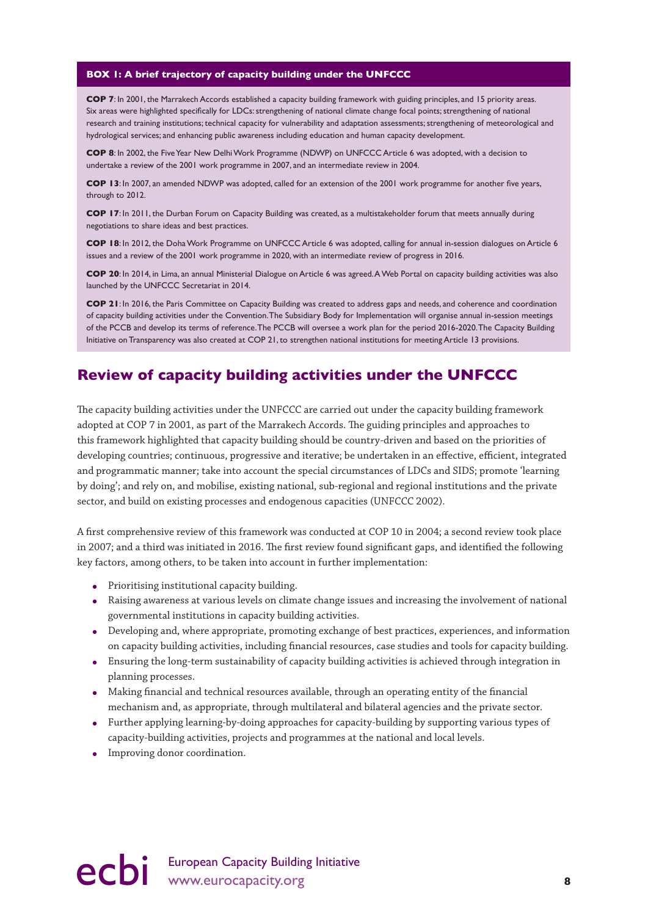**BOX 1: A brief trajectory of capacity building under the UNFCCC**

**COP 7**: In 2001, the Marrakech Accords established a capacity building framework with guiding principles, and 15 priority areas. Six areas were highlighted specifically for LDCs: strengthening of national climate change focal points; strengthening of national research and training institutions; technical capacity for vulnerability and adaptation assessments; strengthening of meteorological and hydrological services; and enhancing public awareness including education and human capacity development.

**COP 8**: In 2002, the Five Year New Delhi Work Programme (NDWP) on UNFCCC Article 6 was adopted, with a decision to undertake a review of the 2001 work programme in 2007, and an intermediate review in 2004.

**COP 13**: In 2007, an amended NDWP was adopted, called for an extension of the 2001 work programme for another five years, through to 2012.

**COP 17**: In 2011, the Durban Forum on Capacity Building was created, as a multistakeholder forum that meets annually during negotiations to share ideas and best practices.

**COP 18**: In 2012, the Doha Work Programme on UNFCCC Article 6 was adopted, calling for annual in-session dialogues on Article 6 issues and a review of the 2001 work programme in 2020, with an intermediate review of progress in 2016.

**COP 20**: In 2014, in Lima, an annual Ministerial Dialogue on Article 6 was agreed. A Web Portal on capacity building activities was also launched by the UNFCCC Secretariat in 2014.

**COP 21**: In 2016, the Paris Committee on Capacity Building was created to address gaps and needs, and coherence and coordination of capacity building activities under the Convention. The Subsidiary Body for Implementation will organise annual in-session meetings of the PCCB and develop its terms of reference. The PCCB will oversee a work plan for the period 2016-2020. The Capacity Building Initiative on Transparency was also created at COP 21, to strengthen national institutions for meeting Article 13 provisions.

## Review of capacity building activities under the UNFCCC

The capacity building activities under the UNFCCC are carried out under the capacity building framework adopted at COP 7 in 2001, as part of the Marrakech Accords. The guiding principles and approaches to this framework highlighted that capacity building should be country-driven and based on the priorities of developing countries; continuous, progressive and iterative; be undertaken in an effective, efficient, integrated and programmatic manner; take into account the special circumstances of LDCs and SIDS; promote 'learning by doing'; and rely on, and mobilise, existing national, sub-regional and regional institutions and the private sector, and build on existing processes and endogenous capacities (UNFCCC 2002).

A first comprehensive review of this framework was conducted at COP 10 in 2004; a second review took place in 2007; and a third was initiated in 2016. The first review found significant gaps, and identified the following key factors, among others, to be taken into account in further implementation:

- Prioritising institutional capacity building.
- Raising awareness at various levels on climate change issues and increasing the involvement of national governmental institutions in capacity building activities.
- Developing and, where appropriate, promoting exchange of best practices, experiences, and information on capacity building activities, including financial resources, case studies and tools for capacity building.
- Ensuring the long-term sustainability of capacity building activities is achieved through integration in planning processes.
- Making financial and technical resources available, through an operating entity of the financial mechanism and, as appropriate, through multilateral and bilateral agencies and the private sector.
- Further applying learning-by-doing approaches for capacity-building by supporting various types of capacity-building activities, projects and programmes at the national and local levels.
- Improving donor coordination.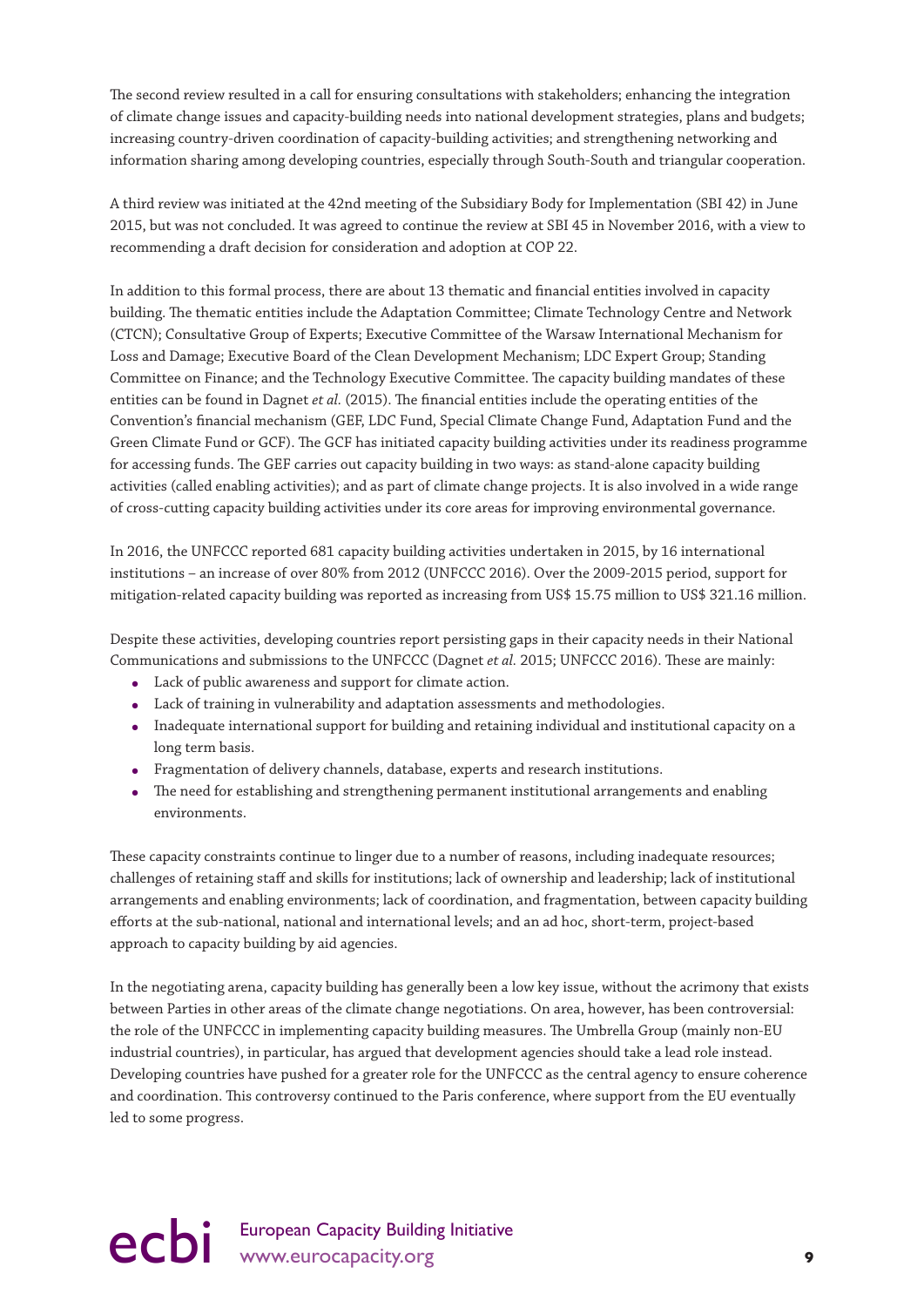The second review resulted in a call for ensuring consultations with stakeholders; enhancing the integration of climate change issues and capacity-building needs into national development strategies, plans and budgets; increasing country-driven coordination of capacity-building activities; and strengthening networking and information sharing among developing countries, especially through South-South and triangular cooperation.

A third review was initiated at the 42nd meeting of the Subsidiary Body for Implementation (SBI 42) in June 2015, but was not concluded. It was agreed to continue the review at SBI 45 in November 2016, with a view to recommending a draft decision for consideration and adoption at COP 22.

In addition to this formal process, there are about 13 thematic and financial entities involved in capacity building. The thematic entities include the Adaptation Committee; Climate Technology Centre and Network (CTCN); Consultative Group of Experts; Executive Committee of the Warsaw International Mechanism for Loss and Damage; Executive Board of the Clean Development Mechanism; LDC Expert Group; Standing Committee on Finance; and the Technology Executive Committee. The capacity building mandates of these entities can be found in Dagnet *et al.* (2015). The financial entities include the operating entities of the Convention's financial mechanism (GEF, LDC Fund, Special Climate Change Fund, Adaptation Fund and the Green Climate Fund or GCF). The GCF has initiated capacity building activities under its readiness programme for accessing funds. The GEF carries out capacity building in two ways: as stand-alone capacity building activities (called enabling activities); and as part of climate change projects. It is also involved in a wide range of cross-cutting capacity building activities under its core areas for improving environmental governance.

In 2016, the UNFCCC reported 681 capacity building activities undertaken in 2015, by 16 international institutions – an increase of over 80% from 2012 (UNFCCC 2016). Over the 2009-2015 period, support for mitigation-related capacity building was reported as increasing from US$ 15.75 million to US$ 321.16 million.

Despite these activities, developing countries report persisting gaps in their capacity needs in their National Communications and submissions to the UNFCCC (Dagnet *et al.* 2015; UNFCCC 2016). These are mainly:

- Lack of public awareness and support for climate action.
- Lack of training in vulnerability and adaptation assessments and methodologies.
- Inadequate international support for building and retaining individual and institutional capacity on a long term basis.
- Fragmentation of delivery channels, database, experts and research institutions.
- The need for establishing and strengthening permanent institutional arrangements and enabling environments.

These capacity constraints continue to linger due to a number of reasons, including inadequate resources; challenges of retaining staff and skills for institutions; lack of ownership and leadership; lack of institutional arrangements and enabling environments; lack of coordination, and fragmentation, between capacity building efforts at the sub-national, national and international levels; and an ad hoc, short-term, project-based approach to capacity building by aid agencies.

In the negotiating arena, capacity building has generally been a low key issue, without the acrimony that exists between Parties in other areas of the climate change negotiations. On area, however, has been controversial: the role of the UNFCCC in implementing capacity building measures. The Umbrella Group (mainly non-EU industrial countries), in particular, has argued that development agencies should take a lead role instead. Developing countries have pushed for a greater role for the UNFCCC as the central agency to ensure coherence and coordination. This controversy continued to the Paris conference, where support from the EU eventually led to some progress.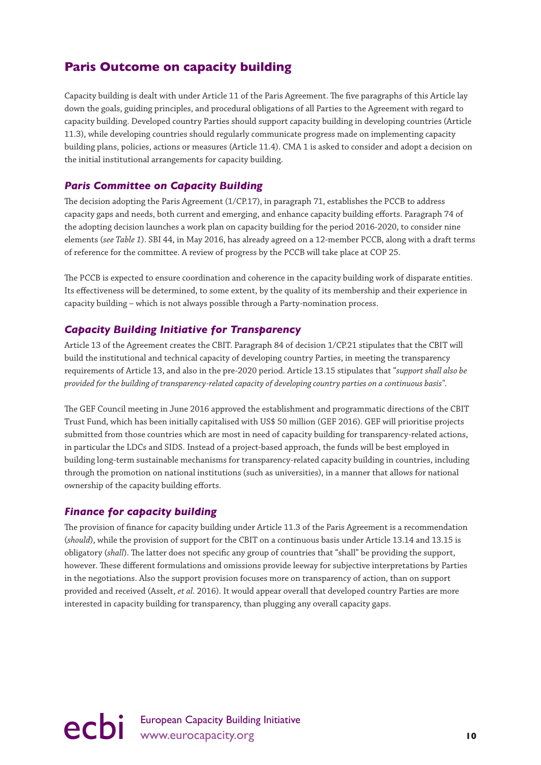## Paris Outcome on capacity building

Capacity building is dealt with under Article 11 of the Paris Agreement. The five paragraphs of this Article lay down the goals, guiding principles, and procedural obligations of all Parties to the Agreement with regard to capacity building. Developed country Parties should support capacity building in developing countries (Article 11.3), while developing countries should regularly communicate progress made on implementing capacity building plans, policies, actions or measures (Article 11.4). CMA 1 is asked to consider and adopt a decision on the initial institutional arrangements for capacity building.

### *Paris Committee on Capacity Building*

The decision adopting the Paris Agreement (1/CP.17), in paragraph 71, establishes the PCCB to address capacity gaps and needs, both current and emerging, and enhance capacity building efforts. Paragraph 74 of the adopting decision launches a work plan on capacity building for the period 2016-2020, to consider nine elements (*see Table 1*). SBI 44, in May 2016, has already agreed on a 12-member PCCB, along with a draft terms of reference for the committee. A review of progress by the PCCB will take place at COP 25.

The PCCB is expected to ensure coordination and coherence in the capacity building work of disparate entities. Its effectiveness will be determined, to some extent, by the quality of its membership and their experience in capacity building – which is not always possible through a Party-nomination process.

### *Capacity Building Initiative for Transparency*

Article 13 of the Agreement creates the CBIT. Paragraph 84 of decision 1/CP.21 stipulates that the CBIT will build the institutional and technical capacity of developing country Parties, in meeting the transparency requirements of Article 13, and also in the pre-2020 period. Article 13.15 stipulates that "*support shall also be provided for the building of transparency-related capacity of developing country parties on a continuous basis*".

The GEF Council meeting in June 2016 approved the establishment and programmatic directions of the CBIT Trust Fund, which has been initially capitalised with US$ 50 million (GEF 2016). GEF will prioritise projects submitted from those countries which are most in need of capacity building for transparency-related actions, in particular the LDCs and SIDS. Instead of a project-based approach, the funds will be best employed in building long-term sustainable mechanisms for transparency-related capacity building in countries, including through the promotion on national institutions (such as universities), in a manner that allows for national ownership of the capacity building efforts.

### *Finance for capacity building*

The provision of finance for capacity building under Article 11.3 of the Paris Agreement is a recommendation (*should*), while the provision of support for the CBIT on a continuous basis under Article 13.14 and 13.15 is obligatory (*shall*). The latter does not specific any group of countries that "shall" be providing the support, however. These different formulations and omissions provide leeway for subjective interpretations by Parties in the negotiations. Also the support provision focuses more on transparency of action, than on support provided and received (Asselt, *et al.* 2016). It would appear overall that developed country Parties are more interested in capacity building for transparency, than plugging any overall capacity gaps.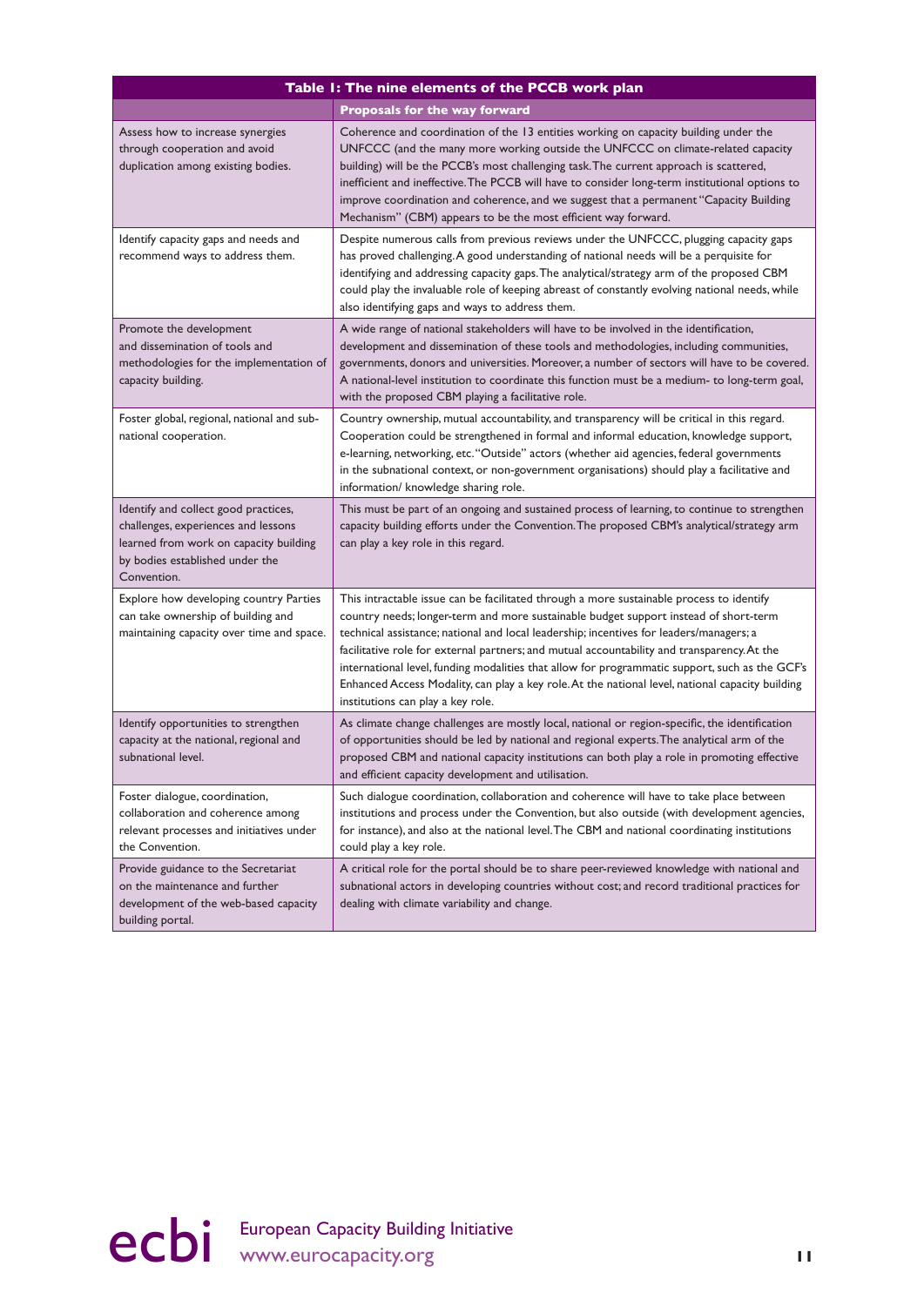**Table 1: The nine elements of the PCCB work plan**

| | Proposals for the way forward |
|---|---|
| Assess how to increase synergies through cooperation and avoid duplication among existing bodies. | Coherence and coordination of the 13 entities working on capacity building under the UNFCCC (and the many more working outside the UNFCCC on climate-related capacity building) will be the PCCB's most challenging task. The current approach is scattered, inefficient and ineffective. The PCCB will have to consider long-term institutional options to improve coordination and coherence, and we suggest that a permanent "Capacity Building Mechanism" (CBM) appears to be the most efficient way forward. |
| Identify capacity gaps and needs and recommend ways to address them. | Despite numerous calls from previous reviews under the UNFCCC, plugging capacity gaps has proved challenging. A good understanding of national needs will be a perquisite for identifying and addressing capacity gaps. The analytical/strategy arm of the proposed CBM could play the invaluable role of keeping abreast of constantly evolving national needs, while also identifying gaps and ways to address them. |
| Promote the development and dissemination of tools and methodologies for the implementation of capacity building. | A wide range of national stakeholders will have to be involved in the identification, development and dissemination of these tools and methodologies, including communities, governments, donors and universities. Moreover, a number of sectors will have to be covered. A national-level institution to coordinate this function must be a medium- to long-term goal, with the proposed CBM playing a facilitative role. |
| Foster global, regional, national and sub-national cooperation. | Country ownership, mutual accountability, and transparency will be critical in this regard. Cooperation could be strengthened in formal and informal education, knowledge support, e-learning, networking, etc. "Outside" actors (whether aid agencies, federal governments in the subnational context, or non-government organisations) should play a facilitative and information/ knowledge sharing role. |
| Identify and collect good practices, challenges, experiences and lessons learned from work on capacity building by bodies established under the Convention. | This must be part of an ongoing and sustained process of learning, to continue to strengthen capacity building efforts under the Convention. The proposed CBM's analytical/strategy arm can play a key role in this regard. |
| Explore how developing country Parties can take ownership of building and maintaining capacity over time and space. | This intractable issue can be facilitated through a more sustainable process to identify country needs; longer-term and more sustainable budget support instead of short-term technical assistance; national and local leadership; incentives for leaders/managers; a facilitative role for external partners; and mutual accountability and transparency. At the international level, funding modalities that allow for programmatic support, such as the GCF's Enhanced Access Modality, can play a key role. At the national level, national capacity building institutions can play a key role. |
| Identify opportunities to strengthen capacity at the national, regional and subnational level. | As climate change challenges are mostly local, national or region-specific, the identification of opportunities should be led by national and regional experts. The analytical arm of the proposed CBM and national capacity institutions can both play a role in promoting effective and efficient capacity development and utilisation. |
| Foster dialogue, coordination, collaboration and coherence among relevant processes and initiatives under the Convention. | Such dialogue coordination, collaboration and coherence will have to take place between institutions and process under the Convention, but also outside (with development agencies, for instance), and also at the national level. The CBM and national coordinating institutions could play a key role. |
| Provide guidance to the Secretariat on the maintenance and further development of the web-based capacity building portal. | A critical role for the portal should be to share peer-reviewed knowledge with national and subnational actors in developing countries without cost; and record traditional practices for dealing with climate variability and change. |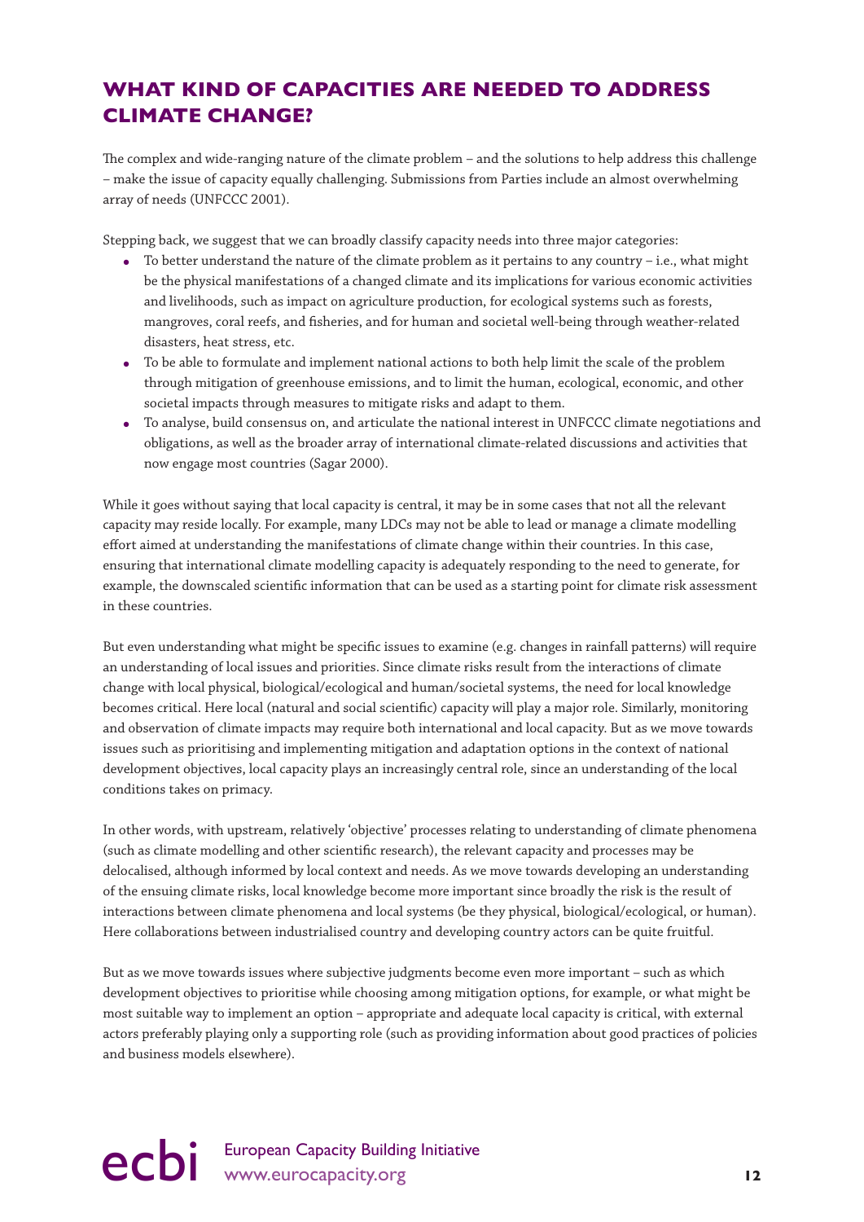## WHAT KIND OF CAPACITIES ARE NEEDED TO ADDRESS CLIMATE CHANGE?

The complex and wide-ranging nature of the climate problem – and the solutions to help address this challenge – make the issue of capacity equally challenging. Submissions from Parties include an almost overwhelming array of needs (UNFCCC 2001).

Stepping back, we suggest that we can broadly classify capacity needs into three major categories:

- To better understand the nature of the climate problem as it pertains to any country – i.e., what might be the physical manifestations of a changed climate and its implications for various economic activities and livelihoods, such as impact on agriculture production, for ecological systems such as forests, mangroves, coral reefs, and fisheries, and for human and societal well-being through weather-related disasters, heat stress, etc.
- To be able to formulate and implement national actions to both help limit the scale of the problem through mitigation of greenhouse emissions, and to limit the human, ecological, economic, and other societal impacts through measures to mitigate risks and adapt to them.
- To analyse, build consensus on, and articulate the national interest in UNFCCC climate negotiations and obligations, as well as the broader array of international climate-related discussions and activities that now engage most countries (Sagar 2000).

While it goes without saying that local capacity is central, it may be in some cases that not all the relevant capacity may reside locally. For example, many LDCs may not be able to lead or manage a climate modelling effort aimed at understanding the manifestations of climate change within their countries. In this case, ensuring that international climate modelling capacity is adequately responding to the need to generate, for example, the downscaled scientific information that can be used as a starting point for climate risk assessment in these countries.

But even understanding what might be specific issues to examine (e.g. changes in rainfall patterns) will require an understanding of local issues and priorities. Since climate risks result from the interactions of climate change with local physical, biological/ecological and human/societal systems, the need for local knowledge becomes critical. Here local (natural and social scientific) capacity will play a major role. Similarly, monitoring and observation of climate impacts may require both international and local capacity. But as we move towards issues such as prioritising and implementing mitigation and adaptation options in the context of national development objectives, local capacity plays an increasingly central role, since an understanding of the local conditions takes on primacy.

In other words, with upstream, relatively 'objective' processes relating to understanding of climate phenomena (such as climate modelling and other scientific research), the relevant capacity and processes may be delocalised, although informed by local context and needs. As we move towards developing an understanding of the ensuing climate risks, local knowledge become more important since broadly the risk is the result of interactions between climate phenomena and local systems (be they physical, biological/ecological, or human). Here collaborations between industrialised country and developing country actors can be quite fruitful.

But as we move towards issues where subjective judgments become even more important – such as which development objectives to prioritise while choosing among mitigation options, for example, or what might be most suitable way to implement an option – appropriate and adequate local capacity is critical, with external actors preferably playing only a supporting role (such as providing information about good practices of policies and business models elsewhere).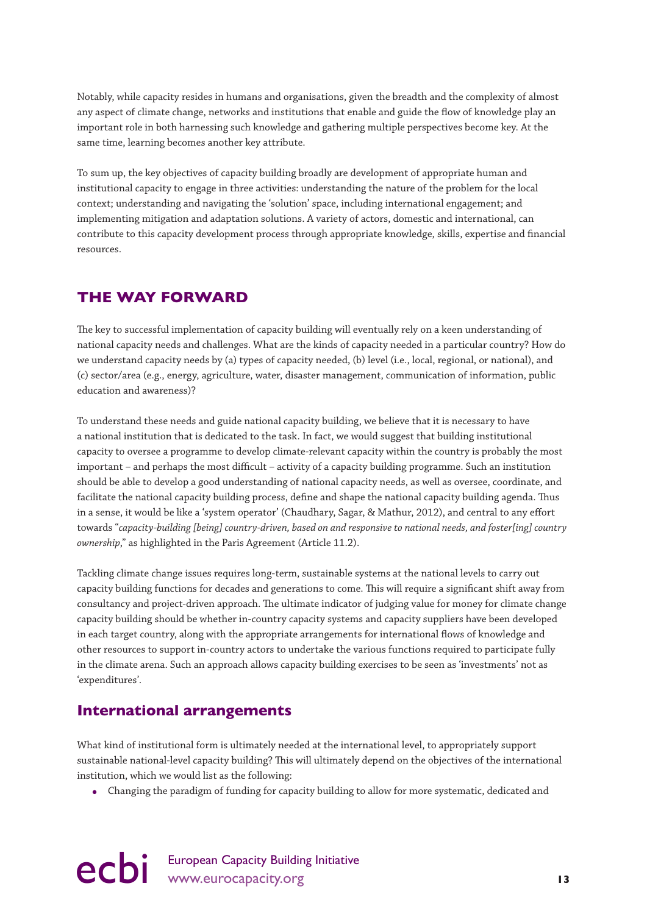Notably, while capacity resides in humans and organisations, given the breadth and the complexity of almost any aspect of climate change, networks and institutions that enable and guide the flow of knowledge play an important role in both harnessing such knowledge and gathering multiple perspectives become key. At the same time, learning becomes another key attribute.

To sum up, the key objectives of capacity building broadly are development of appropriate human and institutional capacity to engage in three activities: understanding the nature of the problem for the local context; understanding and navigating the 'solution' space, including international engagement; and implementing mitigation and adaptation solutions. A variety of actors, domestic and international, can contribute to this capacity development process through appropriate knowledge, skills, expertise and financial resources.

## THE WAY FORWARD

The key to successful implementation of capacity building will eventually rely on a keen understanding of national capacity needs and challenges. What are the kinds of capacity needed in a particular country? How do we understand capacity needs by (a) types of capacity needed, (b) level (i.e., local, regional, or national), and (c) sector/area (e.g., energy, agriculture, water, disaster management, communication of information, public education and awareness)?

To understand these needs and guide national capacity building, we believe that it is necessary to have a national institution that is dedicated to the task. In fact, we would suggest that building institutional capacity to oversee a programme to develop climate-relevant capacity within the country is probably the most important – and perhaps the most difficult – activity of a capacity building programme. Such an institution should be able to develop a good understanding of national capacity needs, as well as oversee, coordinate, and facilitate the national capacity building process, define and shape the national capacity building agenda. Thus in a sense, it would be like a 'system operator' (Chaudhary, Sagar, & Mathur, 2012), and central to any effort towards "*capacity-building [being] country-driven, based on and responsive to national needs, and foster[ing] country ownership*," as highlighted in the Paris Agreement (Article 11.2).

Tackling climate change issues requires long-term, sustainable systems at the national levels to carry out capacity building functions for decades and generations to come. This will require a significant shift away from consultancy and project-driven approach. The ultimate indicator of judging value for money for climate change capacity building should be whether in-country capacity systems and capacity suppliers have been developed in each target country, along with the appropriate arrangements for international flows of knowledge and other resources to support in-country actors to undertake the various functions required to participate fully in the climate arena. Such an approach allows capacity building exercises to be seen as 'investments' not as 'expenditures'.

### International arrangements

What kind of institutional form is ultimately needed at the international level, to appropriately support sustainable national-level capacity building? This will ultimately depend on the objectives of the international institution, which we would list as the following:

- Changing the paradigm of funding for capacity building to allow for more systematic, dedicated and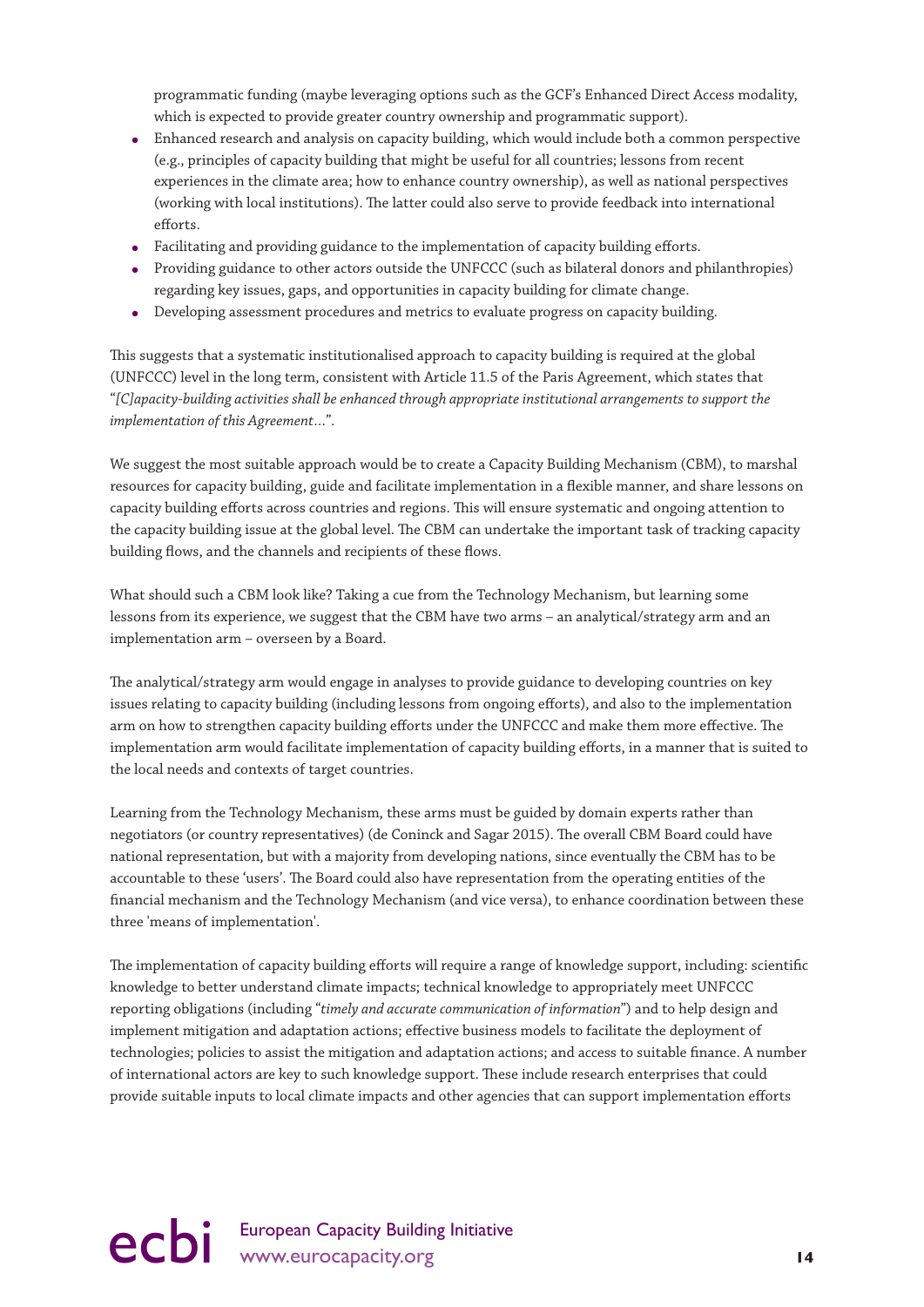programmatic funding (maybe leveraging options such as the GCF's Enhanced Direct Access modality, which is expected to provide greater country ownership and programmatic support).

- Enhanced research and analysis on capacity building, which would include both a common perspective (e.g., principles of capacity building that might be useful for all countries; lessons from recent experiences in the climate area; how to enhance country ownership), as well as national perspectives (working with local institutions). The latter could also serve to provide feedback into international efforts.
- Facilitating and providing guidance to the implementation of capacity building efforts.
- Providing guidance to other actors outside the UNFCCC (such as bilateral donors and philanthropies) regarding key issues, gaps, and opportunities in capacity building for climate change.
- Developing assessment procedures and metrics to evaluate progress on capacity building.

This suggests that a systematic institutionalised approach to capacity building is required at the global (UNFCCC) level in the long term, consistent with Article 11.5 of the Paris Agreement, which states that "*[C]apacity-building activities shall be enhanced through appropriate institutional arrangements to support the implementation of this Agreement*...".

We suggest the most suitable approach would be to create a Capacity Building Mechanism (CBM), to marshal resources for capacity building, guide and facilitate implementation in a flexible manner, and share lessons on capacity building efforts across countries and regions. This will ensure systematic and ongoing attention to the capacity building issue at the global level. The CBM can undertake the important task of tracking capacity building flows, and the channels and recipients of these flows.

What should such a CBM look like? Taking a cue from the Technology Mechanism, but learning some lessons from its experience, we suggest that the CBM have two arms – an analytical/strategy arm and an implementation arm – overseen by a Board.

The analytical/strategy arm would engage in analyses to provide guidance to developing countries on key issues relating to capacity building (including lessons from ongoing efforts), and also to the implementation arm on how to strengthen capacity building efforts under the UNFCCC and make them more effective. The implementation arm would facilitate implementation of capacity building efforts, in a manner that is suited to the local needs and contexts of target countries.

Learning from the Technology Mechanism, these arms must be guided by domain experts rather than negotiators (or country representatives) (de Coninck and Sagar 2015). The overall CBM Board could have national representation, but with a majority from developing nations, since eventually the CBM has to be accountable to these 'users'. The Board could also have representation from the operating entities of the financial mechanism and the Technology Mechanism (and vice versa), to enhance coordination between these three 'means of implementation'.

The implementation of capacity building efforts will require a range of knowledge support, including: scientific knowledge to better understand climate impacts; technical knowledge to appropriately meet UNFCCC reporting obligations (including "*timely and accurate communication of information*") and to help design and implement mitigation and adaptation actions; effective business models to facilitate the deployment of technologies; policies to assist the mitigation and adaptation actions; and access to suitable finance. A number of international actors are key to such knowledge support. These include research enterprises that could provide suitable inputs to local climate impacts and other agencies that can support implementation efforts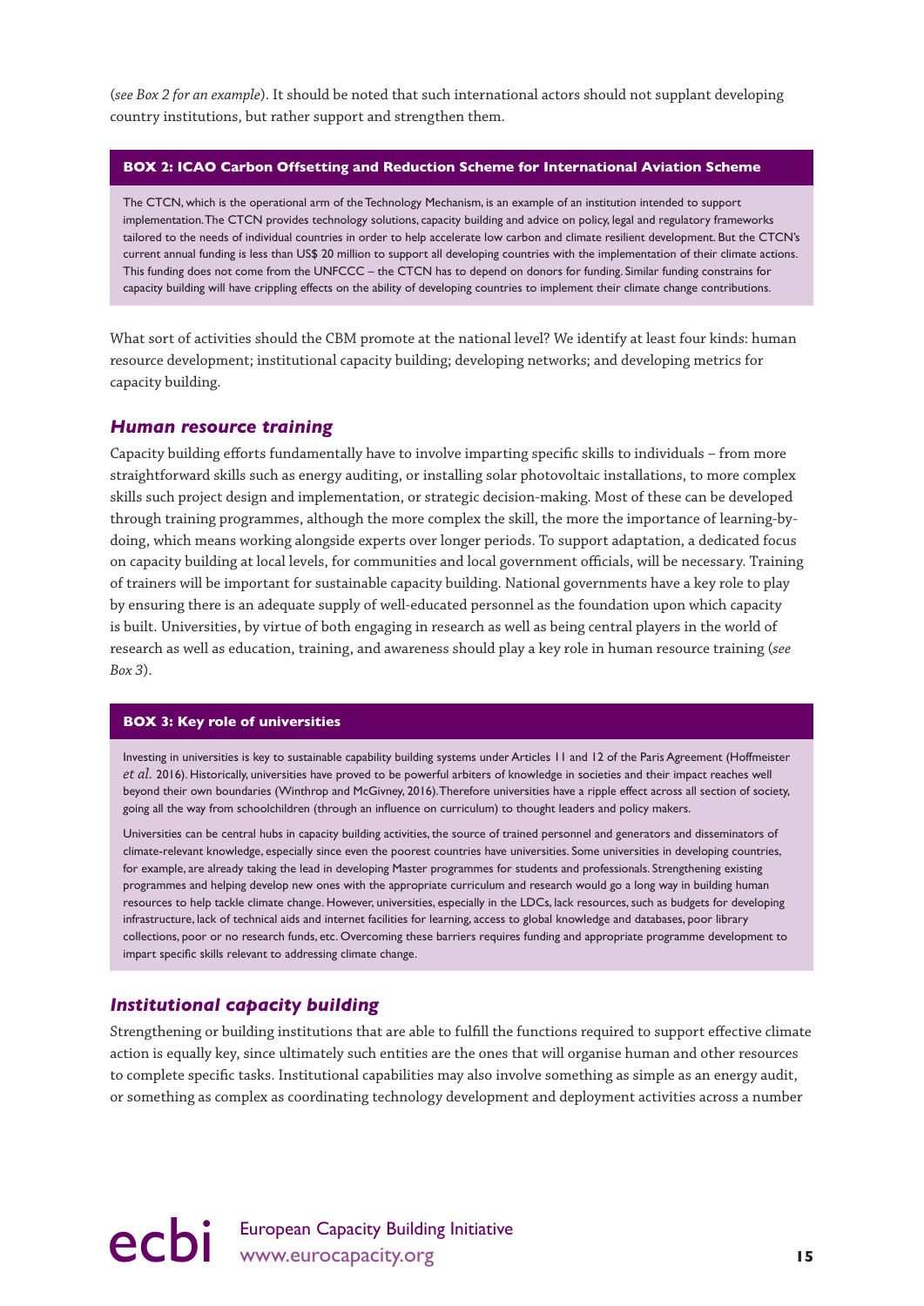(*see Box 2 for an example*). It should be noted that such international actors should not supplant developing country institutions, but rather support and strengthen them.

> **BOX 2: ICAO Carbon Offsetting and Reduction Scheme for International Aviation Scheme**
>
> The CTCN, which is the operational arm of the Technology Mechanism, is an example of an institution intended to support implementation. The CTCN provides technology solutions, capacity building and advice on policy, legal and regulatory frameworks tailored to the needs of individual countries in order to help accelerate low carbon and climate resilient development. But the CTCN's current annual funding is less than US$ 20 million to support all developing countries with the implementation of their climate actions. This funding does not come from the UNFCCC – the CTCN has to depend on donors for funding. Similar funding constrains for capacity building will have crippling effects on the ability of developing countries to implement their climate change contributions.

What sort of activities should the CBM promote at the national level? We identify at least four kinds: human resource development; institutional capacity building; developing networks; and developing metrics for capacity building.

### *Human resource training*

Capacity building efforts fundamentally have to involve imparting specific skills to individuals – from more straightforward skills such as energy auditing, or installing solar photovoltaic installations, to more complex skills such project design and implementation, or strategic decision-making. Most of these can be developed through training programmes, although the more complex the skill, the more the importance of learning-by-doing, which means working alongside experts over longer periods. To support adaptation, a dedicated focus on capacity building at local levels, for communities and local government officials, will be necessary. Training of trainers will be important for sustainable capacity building. National governments have a key role to play by ensuring there is an adequate supply of well-educated personnel as the foundation upon which capacity is built. Universities, by virtue of both engaging in research as well as being central players in the world of research as well as education, training, and awareness should play a key role in human resource training (*see Box 3*).

> **BOX 3: Key role of universities**
>
> Investing in universities is key to sustainable capability building systems under Articles 11 and 12 of the Paris Agreement (Hoffmeister *et al.* 2016). Historically, universities have proved to be powerful arbiters of knowledge in societies and their impact reaches well beyond their own boundaries (Winthrop and McGivney, 2016). Therefore universities have a ripple effect across all section of society, going all the way from schoolchildren (through an influence on curriculum) to thought leaders and policy makers.
>
> Universities can be central hubs in capacity building activities, the source of trained personnel and generators and disseminators of climate-relevant knowledge, especially since even the poorest countries have universities. Some universities in developing countries, for example, are already taking the lead in developing Master programmes for students and professionals. Strengthening existing programmes and helping develop new ones with the appropriate curriculum and research would go a long way in building human resources to help tackle climate change. However, universities, especially in the LDCs, lack resources, such as budgets for developing infrastructure, lack of technical aids and internet facilities for learning, access to global knowledge and databases, poor library collections, poor or no research funds, etc. Overcoming these barriers requires funding and appropriate programme development to impart specific skills relevant to addressing climate change.

### *Institutional capacity building*

Strengthening or building institutions that are able to fulfill the functions required to support effective climate action is equally key, since ultimately such entities are the ones that will organise human and other resources to complete specific tasks. Institutional capabilities may also involve something as simple as an energy audit, or something as complex as coordinating technology development and deployment activities across a number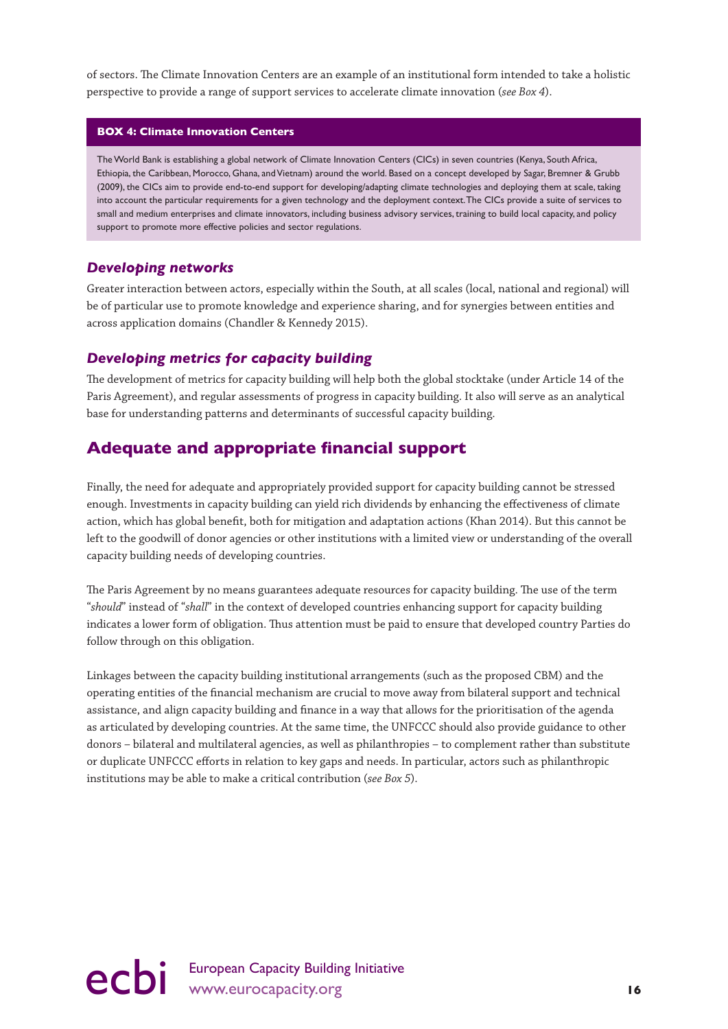of sectors. The Climate Innovation Centers are an example of an institutional form intended to take a holistic perspective to provide a range of support services to accelerate climate innovation (*see Box 4*).

**BOX 4: Climate Innovation Centers**

The World Bank is establishing a global network of Climate Innovation Centers (CICs) in seven countries (Kenya, South Africa, Ethiopia, the Caribbean, Morocco, Ghana, and Vietnam) around the world. Based on a concept developed by Sagar, Bremner & Grubb (2009), the CICs aim to provide end-to-end support for developing/adapting climate technologies and deploying them at scale, taking into account the particular requirements for a given technology and the deployment context. The CICs provide a suite of services to small and medium enterprises and climate innovators, including business advisory services, training to build local capacity, and policy support to promote more effective policies and sector regulations.

### *Developing networks*

Greater interaction between actors, especially within the South, at all scales (local, national and regional) will be of particular use to promote knowledge and experience sharing, and for synergies between entities and across application domains (Chandler & Kennedy 2015).

### *Developing metrics for capacity building*

The development of metrics for capacity building will help both the global stocktake (under Article 14 of the Paris Agreement), and regular assessments of progress in capacity building. It also will serve as an analytical base for understanding patterns and determinants of successful capacity building.

## Adequate and appropriate financial support

Finally, the need for adequate and appropriately provided support for capacity building cannot be stressed enough. Investments in capacity building can yield rich dividends by enhancing the effectiveness of climate action, which has global benefit, both for mitigation and adaptation actions (Khan 2014). But this cannot be left to the goodwill of donor agencies or other institutions with a limited view or understanding of the overall capacity building needs of developing countries.

The Paris Agreement by no means guarantees adequate resources for capacity building. The use of the term "*should*" instead of "*shall*" in the context of developed countries enhancing support for capacity building indicates a lower form of obligation. Thus attention must be paid to ensure that developed country Parties do follow through on this obligation.

Linkages between the capacity building institutional arrangements (such as the proposed CBM) and the operating entities of the financial mechanism are crucial to move away from bilateral support and technical assistance, and align capacity building and finance in a way that allows for the prioritisation of the agenda as articulated by developing countries. At the same time, the UNFCCC should also provide guidance to other donors – bilateral and multilateral agencies, as well as philanthropies – to complement rather than substitute or duplicate UNFCCC efforts in relation to key gaps and needs. In particular, actors such as philanthropic institutions may be able to make a critical contribution (*see Box 5*).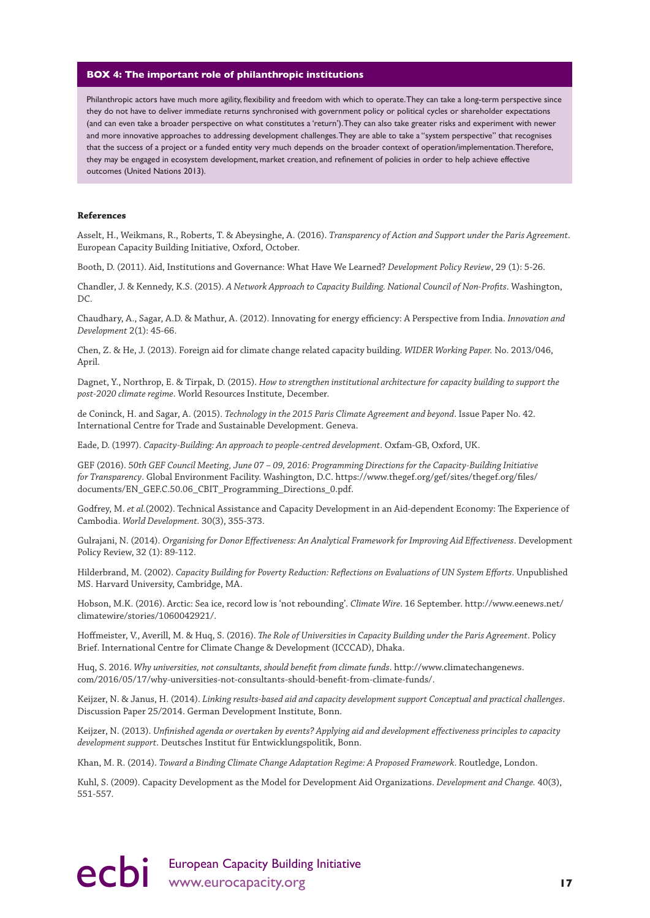**BOX 4: The important role of philanthropic institutions**

Philanthropic actors have much more agility, flexibility and freedom with which to operate. They can take a long-term perspective since they do not have to deliver immediate returns synchronised with government policy or political cycles or shareholder expectations (and can even take a broader perspective on what constitutes a 'return'). They can also take greater risks and experiment with newer and more innovative approaches to addressing development challenges. They are able to take a "system perspective" that recognises that the success of a project or a funded entity very much depends on the broader context of operation/implementation. Therefore, they may be engaged in ecosystem development, market creation, and refinement of policies in order to help achieve effective outcomes (United Nations 2013).

### References

Asselt, H., Weikmans, R., Roberts, T. & Abeysinghe, A. (2016). *Transparency of Action and Support under the Paris Agreement*. European Capacity Building Initiative, Oxford, October.

Booth, D. (2011). Aid, Institutions and Governance: What Have We Learned? *Development Policy Review*, 29 (1): 5-26.

Chandler, J. & Kennedy, K.S. (2015). *A Network Approach to Capacity Building. National Council of Non-Profits*. Washington, DC.

Chaudhary, A., Sagar, A.D. & Mathur, A. (2012). Innovating for energy efficiency: A Perspective from India. *Innovation and Development* 2(1): 45-66.

Chen, Z. & He, J. (2013). Foreign aid for climate change related capacity building. *WIDER Working Paper.* No. 2013/046, April.

Dagnet, Y., Northrop, E. & Tirpak, D. (2015). *How to strengthen institutional architecture for capacity building to support the post-2020 climate regime*. World Resources Institute, December.

de Coninck, H. and Sagar, A. (2015). *Technology in the 2015 Paris Climate Agreement and beyond*. Issue Paper No. 42. International Centre for Trade and Sustainable Development. Geneva.

Eade, D. (1997). *Capacity-Building: An approach to people-centred development*. Oxfam-GB, Oxford, UK.

GEF (2016). *50th GEF Council Meeting, June 07 – 09, 2016: Programming Directions for the Capacity-Building Initiative for Transparency*. Global Environment Facility. Washington, D.C. https://www.thegef.org/gef/sites/thegef.org/files/documents/EN_GEF.C.50.06_CBIT_Programming_Directions_0.pdf.

Godfrey, M. *et al.*(2002). Technical Assistance and Capacity Development in an Aid-dependent Economy: The Experience of Cambodia. *World Development.* 30(3), 355-373.

Gulrajani, N. (2014). *Organising for Donor Effectiveness: An Analytical Framework for Improving Aid Effectiveness*. Development Policy Review, 32 (1): 89-112.

Hilderbrand, M. (2002). *Capacity Building for Poverty Reduction: Reflections on Evaluations of UN System Efforts*. Unpublished MS. Harvard University, Cambridge, MA.

Hobson, M.K. (2016). Arctic: Sea ice, record low is 'not rebounding'. *Climate Wire*. 16 September. http://www.eenews.net/climatewire/stories/1060042921/.

Hoffmeister, V., Averill, M. & Huq, S. (2016). *The Role of Universities in Capacity Building under the Paris Agreement*. Policy Brief. International Centre for Climate Change & Development (ICCCAD), Dhaka.

Huq, S. 2016. *Why universities, not consultants, should benefit from climate funds*. http://www.climatechangenews.com/2016/05/17/why-universities-not-consultants-should-benefit-from-climate-funds/.

Keijzer, N. & Janus, H. (2014). *Linking results-based aid and capacity development support Conceptual and practical challenges*. Discussion Paper 25/2014. German Development Institute, Bonn.

Keijzer, N. (2013). *Unfinished agenda or overtaken by events? Applying aid and development effectiveness principles to capacity development support*. Deutsches Institut für Entwicklungspolitik, Bonn.

Khan, M. R. (2014). *Toward a Binding Climate Change Adaptation Regime: A Proposed Framework*. Routledge, London.

Kuhl, S. (2009). Capacity Development as the Model for Development Aid Organizations. *Development and Change.* 40(3), 551-557.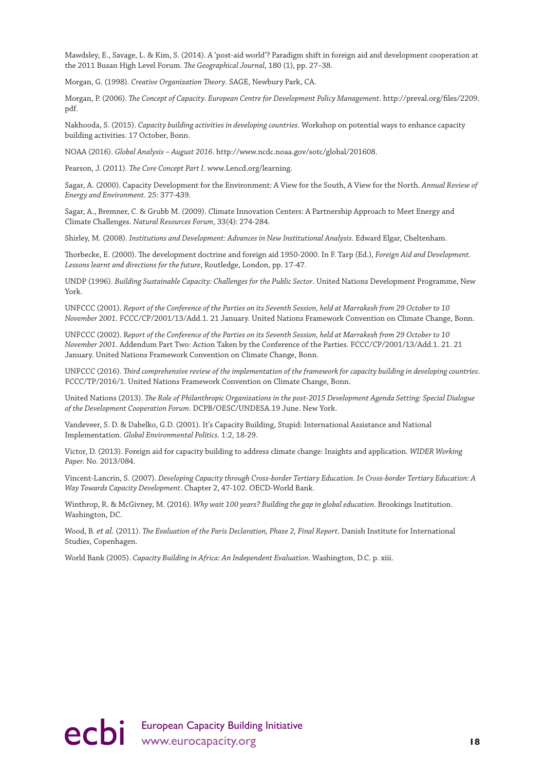Mawdsley, E., Savage, L. & Kim, S. (2014). A 'post-aid world'? Paradigm shift in foreign aid and development cooperation at the 2011 Busan High Level Forum. *The Geographical Journal*, 180 (1), pp. 27–38.

Morgan, G. (1998). *Creative Organization Theory*. SAGE, Newbury Park, CA.

Morgan, P. (2006). *The Concept of Capacity. European Centre for Development Policy Management*. http://preval.org/files/2209.pdf.

Nakhooda, S. (2015). *Capacity building activities in developing countries*. Workshop on potential ways to enhance capacity building activities. 17 October, Bonn.

NOAA (2016). *Global Analysis – August 2016*. http://www.ncdc.noaa.gov/sotc/global/201608.

Pearson, J. (2011). *The Core Concept Part I*. www.Lencd.org/learning.

Sagar, A. (2000). Capacity Development for the Environment: A View for the South, A View for the North. *Annual Review of Energy and Environment*. 25: 377-439.

Sagar, A., Bremner, C. & Grubb M. (2009). Climate Innovation Centers: A Partnership Approach to Meet Energy and Climate Challenges. *Natural Resources Forum*, 33(4): 274-284.

Shirley, M. (2008). *Institutions and Development: Advances in New Institutional Analysis*. Edward Elgar, Cheltenham.

Thorbecke, E. (2000). The development doctrine and foreign aid 1950-2000. In F. Tarp (Ed.), *Foreign Aid and Development. Lessons learnt and directions for the future*, Routledge, London, pp. 17-47.

UNDP (1996). *Building Sustainable Capacity: Challenges for the Public Sector*. United Nations Development Programme, New York.

UNFCCC (2001). *Report of the Conference of the Parties on its Seventh Session, held at Marrakesh from 29 October to 10 November 2001*. FCCC/CP/2001/13/Add.1. 21 January. United Nations Framework Convention on Climate Change, Bonn.

UNFCCC (2002). R*eport of the Conference of the Parties on its Seventh Session, held at Marrakesh from 29 October to 10 November 2001*. Addendum Part Two: Action Taken by the Conference of the Parties. FCCC/CP/2001/13/Add.1. 21. 21 January. United Nations Framework Convention on Climate Change, Bonn.

UNFCCC (2016). *Third comprehensive review of the implementation of the framework for capacity building in developing countries*. FCCC/TP/2016/1. United Nations Framework Convention on Climate Change, Bonn.

United Nations (2013). *The Role of Philanthropic Organizations in the post-2015 Development Agenda Setting: Special Dialogue of the Development Cooperation Forum*. DCPB/OESC/UNDESA.19 June. New York.

Vandeveer, S. D. & Dabelko, G.D. (2001). It's Capacity Building, Stupid: International Assistance and National Implementation. *Global Environmental Politics*. 1:2, 18-29.

Victor, D. (2013). Foreign aid for capacity building to address climate change: Insights and application. *WIDER Working Paper*. No. 2013/084.

Vincent-Lancrin, S. (2007). *Developing Capacity through Cross-border Tertiary Education. In Cross-border Tertiary Education: A Way Towards Capacity Development*. Chapter 2, 47-102. OECD-World Bank.

Winthrop, R. & McGivney, M. (2016). *Why wait 100 years? Building the gap in global education*. Brookings Institution. Washington, DC.

Wood, B. *et al*. (2011). *The Evaluation of the Paris Declaration, Phase 2, Final Report*. Danish Institute for International Studies, Copenhagen.

World Bank (2005). *Capacity Building in Africa: An Independent Evaluation*. Washington, D.C. p. xiii.